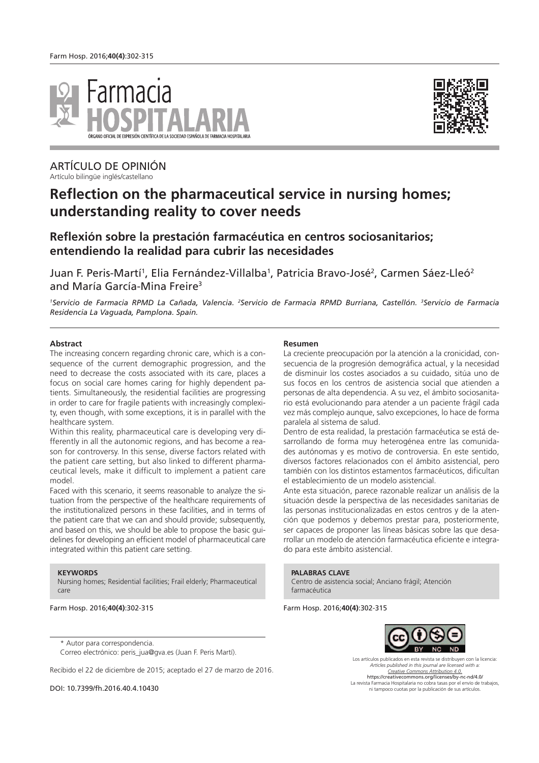ARTÍCULO DE OPINIÓN
Artículo bilingüe inglés/castellano

# Reflection on the pharmaceutical service in nursing homes; understanding reality to cover needs

## Reflexión sobre la prestación farmacéutica en centros sociosanitarios; entendiendo la realidad para cubrir las necesidades

Juan F. Peris-Martí[1], Elia Fernández-Villalba[1], Patricia Bravo-José[2], Carmen Sáez-Lleó[2] and María García-Mina Freire[3]

*[1]Servicio de Farmacia RPMD La Cañada, Valencia. [2]Servicio de Farmacia RPMD Burriana, Castellón. [3]Servicio de Farmacia Residencia La Vaguada, Pamplona. Spain.*

### Abstract

The increasing concern regarding chronic care, which is a consequence of the current demographic progression, and the need to decrease the costs associated with its care, places a focus on social care homes caring for highly dependent patients. Simultaneously, the residential facilities are progressing in order to care for fragile patients with increasingly complexity, even though, with some exceptions, it is in parallel with the healthcare system.

Within this reality, pharmaceutical care is developing very differently in all the autonomic regions, and has become a reason for controversy. In this sense, diverse factors related with the patient care setting, but also linked to different pharmaceutical levels, make it difficult to implement a patient care model.

Faced with this scenario, it seems reasonable to analyze the situation from the perspective of the healthcare requirements of the institutionalized persons in these facilities, and in terms of the patient care that we can and should provide; subsequently, and based on this, we should be able to propose the basic guidelines for developing an efficient model of pharmaceutical care integrated within this patient care setting.

**KEYWORDS**
Nursing homes; Residential facilities; Frail elderly; Pharmaceutical care

Farm Hosp. 2016;**40(4)**:302-315

### Resumen

La creciente preocupación por la atención a la cronicidad, consecuencia de la progresión demográfica actual, y la necesidad de disminuir los costes asociados a su cuidado, sitúa uno de sus focos en los centros de asistencia social que atienden a personas de alta dependencia. A su vez, el ámbito sociosanitario está evolucionando para atender a un paciente frágil cada vez más complejo aunque, salvo excepciones, lo hace de forma paralela al sistema de salud.

Dentro de esta realidad, la prestación farmacéutica se está desarrollando de forma muy heterogénea entre las comunidades autónomas y es motivo de controversia. En este sentido, diversos factores relacionados con el ámbito asistencial, pero también con los distintos estamentos farmacéuticos, dificultan el establecimiento de un modelo asistencial.

Ante esta situación, parece razonable realizar un análisis de la situación desde la perspectiva de las necesidades sanitarias de las personas institucionalizadas en estos centros y de la atención que podemos y debemos prestar para, posteriormente, ser capaces de proponer las líneas básicas sobre las que desarrollar un modelo de atención farmacéutica eficiente e integrado para este ámbito asistencial.

**PALABRAS CLAVE**
Centro de asistencia social; Anciano frágil; Atención farmacéutica

Farm Hosp. 2016;**40(4)**:302-315

\* Autor para correspondencia.
Correo electrónico: peris_jua@gva.es (Juan F. Peris Martí).

Recibido el 22 de diciembre de 2015; aceptado el 27 de marzo de 2016.

DOI: 10.7399/fh.2016.40.4.10430

Los artículos publicados en esta revista se distribuyen con la licencia:
*Articles published in this journal are licensed with a:*
*Creative Commons Attribution 4.0.*
https://creativecommons.org/licenses/by-nc-nd/4.0/
La revista Farmacia Hospitalaria no cobra tasas por el envío de trabajos, ni tampoco cuotas por la publicación de sus artículos.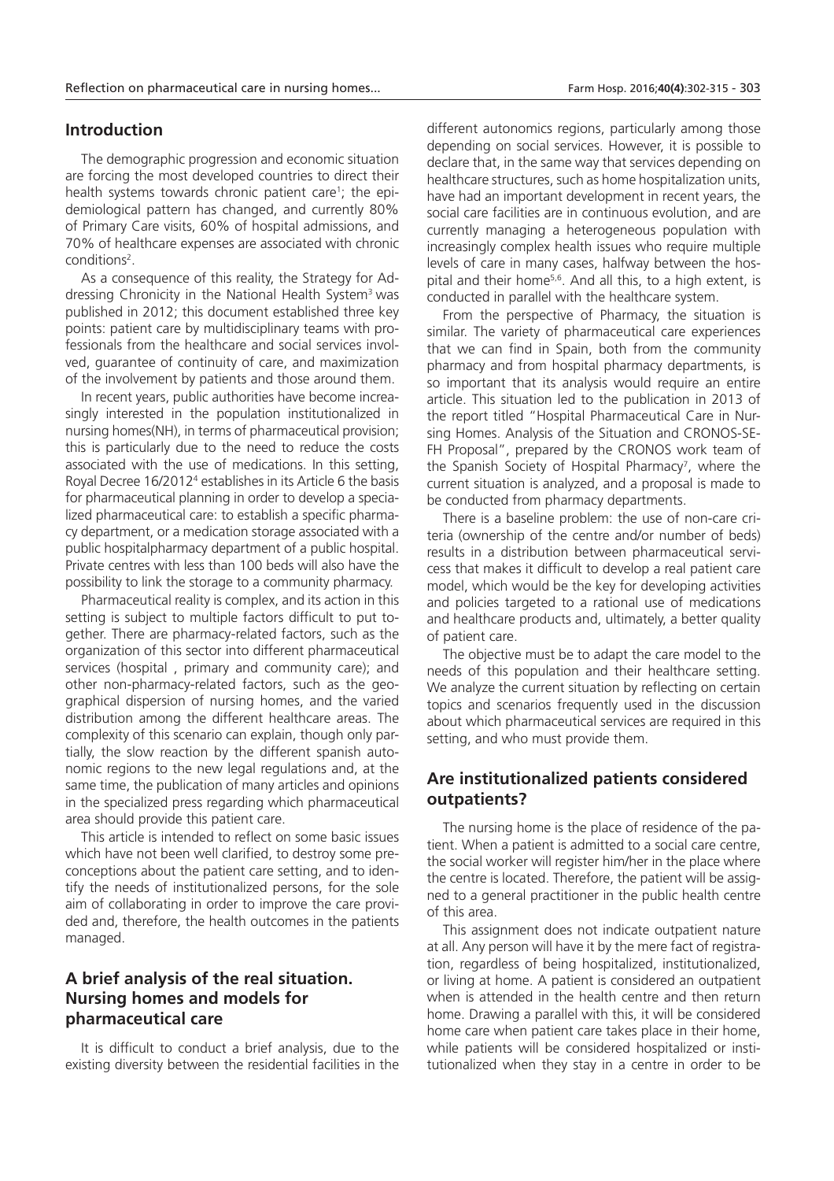## Introduction

The demographic progression and economic situation are forcing the most developed countries to direct their health systems towards chronic patient care[1]; the epidemiological pattern has changed, and currently 80% of Primary Care visits, 60% of hospital admissions, and 70% of healthcare expenses are associated with chronic conditions[2].

As a consequence of this reality, the Strategy for Addressing Chronicity in the National Health System[3] was published in 2012; this document established three key points: patient care by multidisciplinary teams with professionals from the healthcare and social services involved, guarantee of continuity of care, and maximization of the involvement by patients and those around them.

In recent years, public authorities have become increasingly interested in the population institutionalized in nursing homes(NH), in terms of pharmaceutical provision; this is particularly due to the need to reduce the costs associated with the use of medications. In this setting, Royal Decree 16/2012[4] establishes in its Article 6 the basis for pharmaceutical planning in order to develop a specialized pharmaceutical care: to establish a specific pharmacy department, or a medication storage associated with a public hospitalpharmacy department of a public hospital. Private centres with less than 100 beds will also have the possibility to link the storage to a community pharmacy.

Pharmaceutical reality is complex, and its action in this setting is subject to multiple factors difficult to put together. There are pharmacy-related factors, such as the organization of this sector into different pharmaceutical services (hospital , primary and community care); and other non-pharmacy-related factors, such as the geographical dispersion of nursing homes, and the varied distribution among the different healthcare areas. The complexity of this scenario can explain, though only partially, the slow reaction by the different spanish autonomic regions to the new legal regulations and, at the same time, the publication of many articles and opinions in the specialized press regarding which pharmaceutical area should provide this patient care.

This article is intended to reflect on some basic issues which have not been well clarified, to destroy some preconceptions about the patient care setting, and to identify the needs of institutionalized persons, for the sole aim of collaborating in order to improve the care provided and, therefore, the health outcomes in the patients managed.

## A brief analysis of the real situation. Nursing homes and models for pharmaceutical care

It is difficult to conduct a brief analysis, due to the existing diversity between the residential facilities in the different autonomics regions, particularly among those depending on social services. However, it is possible to declare that, in the same way that services depending on healthcare structures, such as home hospitalization units, have had an important development in recent years, the social care facilities are in continuous evolution, and are currently managing a heterogeneous population with increasingly complex health issues who require multiple levels of care in many cases, halfway between the hospital and their home[5,6]. And all this, to a high extent, is conducted in parallel with the healthcare system.

From the perspective of Pharmacy, the situation is similar. The variety of pharmaceutical care experiences that we can find in Spain, both from the community pharmacy and from hospital pharmacy departments, is so important that its analysis would require an entire article. This situation led to the publication in 2013 of the report titled "Hospital Pharmaceutical Care in Nursing Homes. Analysis of the Situation and CRONOS-SEFH Proposal", prepared by the CRONOS work team of the Spanish Society of Hospital Pharmacy[7], where the current situation is analyzed, and a proposal is made to be conducted from pharmacy departments.

There is a baseline problem: the use of non-care criteria (ownership of the centre and/or number of beds) results in a distribution between pharmaceutical servicess that makes it difficult to develop a real patient care model, which would be the key for developing activities and policies targeted to a rational use of medications and healthcare products and, ultimately, a better quality of patient care.

The objective must be to adapt the care model to the needs of this population and their healthcare setting. We analyze the current situation by reflecting on certain topics and scenarios frequently used in the discussion about which pharmaceutical services are required in this setting, and who must provide them.

## Are institutionalized patients considered outpatients?

The nursing home is the place of residence of the patient. When a patient is admitted to a social care centre, the social worker will register him/her in the place where the centre is located. Therefore, the patient will be assigned to a general practitioner in the public health centre of this area.

This assignment does not indicate outpatient nature at all. Any person will have it by the mere fact of registration, regardless of being hospitalized, institutionalized, or living at home. A patient is considered an outpatient when is attended in the health centre and then return home. Drawing a parallel with this, it will be considered home care when patient care takes place in their home, while patients will be considered hospitalized or institutionalized when they stay in a centre in order to be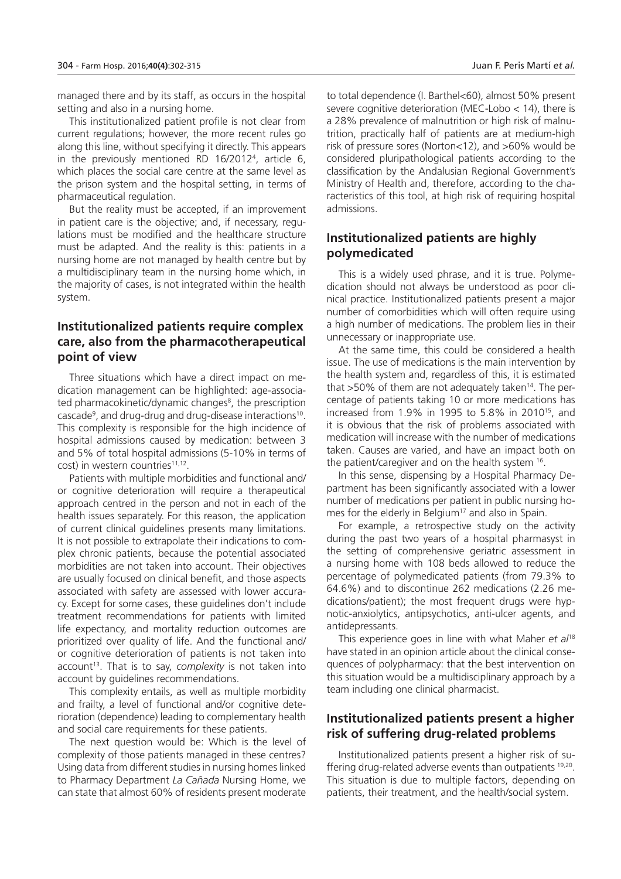managed there and by its staff, as occurs in the hospital setting and also in a nursing home.

This institutionalized patient profile is not clear from current regulations; however, the more recent rules go along this line, without specifying it directly. This appears in the previously mentioned RD 16/2012[4], article 6, which places the social care centre at the same level as the prison system and the hospital setting, in terms of pharmaceutical regulation.

But the reality must be accepted, if an improvement in patient care is the objective; and, if necessary, regulations must be modified and the healthcare structure must be adapted. And the reality is this: patients in a nursing home are not managed by health centre but by a multidisciplinary team in the nursing home which, in the majority of cases, is not integrated within the health system.

## Institutionalized patients require complex care, also from the pharmacotherapeutical point of view

Three situations which have a direct impact on medication management can be highlighted: age-associated pharmacokinetic/dynamic changes[8], the prescription cascade[9], and drug-drug and drug-disease interactions[10]. This complexity is responsible for the high incidence of hospital admissions caused by medication: between 3 and 5% of total hospital admissions (5-10% in terms of cost) in western countries[11,12].

Patients with multiple morbidities and functional and/or cognitive deterioration will require a therapeutical approach centred in the person and not in each of the health issues separately. For this reason, the application of current clinical guidelines presents many limitations. It is not possible to extrapolate their indications to complex chronic patients, because the potential associated morbidities are not taken into account. Their objectives are usually focused on clinical benefit, and those aspects associated with safety are assessed with lower accuracy. Except for some cases, these guidelines don't include treatment recommendations for patients with limited life expectancy, and mortality reduction outcomes are prioritized over quality of life. And the functional and/or cognitive deterioration of patients is not taken into account[13]. That is to say, *complexity* is not taken into account by guidelines recommendations.

This complexity entails, as well as multiple morbidity and frailty, a level of functional and/or cognitive deterioration (dependence) leading to complementary health and social care requirements for these patients.

The next question would be: Which is the level of complexity of those patients managed in these centres? Using data from different studies in nursing homes linked to Pharmacy Department *La Cañada* Nursing Home, we can state that almost 60% of residents present moderate to total dependence (I. Barthel<60), almost 50% present severe cognitive deterioration (MEC-Lobo < 14), there is a 28% prevalence of malnutrition or high risk of malnutrition, practically half of patients are at medium-high risk of pressure sores (Norton<12), and >60% would be considered pluripathological patients according to the classification by the Andalusian Regional Government's Ministry of Health and, therefore, according to the characteristics of this tool, at high risk of requiring hospital admissions.

## Institutionalized patients are highly polymedicated

This is a widely used phrase, and it is true. Polymedication should not always be understood as poor clinical practice. Institutionalized patients present a major number of comorbidities which will often require using a high number of medications. The problem lies in their unnecessary or inappropriate use.

At the same time, this could be considered a health issue. The use of medications is the main intervention by the health system and, regardless of this, it is estimated that >50% of them are not adequately taken[14]. The percentage of patients taking 10 or more medications has increased from 1.9% in 1995 to 5.8% in 2010[15], and it is obvious that the risk of problems associated with medication will increase with the number of medications taken. Causes are varied, and have an impact both on the patient/caregiver and on the health system [16].

In this sense, dispensing by a Hospital Pharmacy Department has been significantly associated with a lower number of medications per patient in public nursing homes for the elderly in Belgium[17] and also in Spain.

For example, a retrospective study on the activity during the past two years of a hospital pharmasyst in the setting of comprehensive geriatric assessment in a nursing home with 108 beds allowed to reduce the percentage of polymedicated patients (from 79.3% to 64.6%) and to discontinue 262 medications (2.26 medications/patient); the most frequent drugs were hypnotic-anxiolytics, antipsychotics, anti-ulcer agents, and antidepressants.

This experience goes in line with what Maher *et al*[18] have stated in an opinion article about the clinical consequences of polypharmacy: that the best intervention on this situation would be a multidisciplinary approach by a team including one clinical pharmacist.

## Institutionalized patients present a higher risk of suffering drug-related problems

Institutionalized patients present a higher risk of suffering drug-related adverse events than outpatients [19,20]. This situation is due to multiple factors, depending on patients, their treatment, and the health/social system.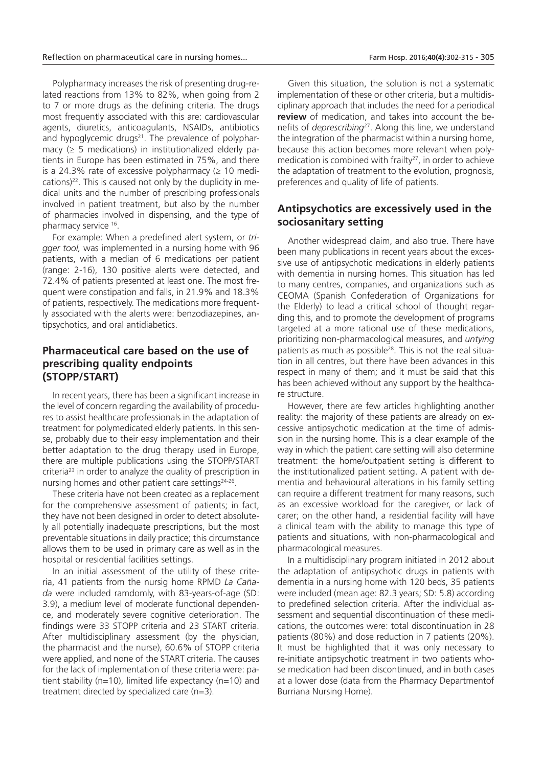Polypharmacy increases the risk of presenting drug-related reactions from 13% to 82%, when going from 2 to 7 or more drugs as the defining criteria. The drugs most frequently associated with this are: cardiovascular agents, diuretics, anticoagulants, NSAIDs, antibiotics and hypoglycemic drugs[21]. The prevalence of polypharmacy (≥ 5 medications) in institutionalized elderly patients in Europe has been estimated in 75%, and there is a 24.3% rate of excessive polypharmacy (≥ 10 medications)[22]. This is caused not only by the duplicity in medical units and the number of prescribing professionals involved in patient treatment, but also by the number of pharmacies involved in dispensing, and the type of pharmacy service [16].

For example: When a predefined alert system, or *trigger tool,* was implemented in a nursing home with 96 patients, with a median of 6 medications per patient (range: 2-16), 130 positive alerts were detected, and 72.4% of patients presented at least one. The most frequent were constipation and falls, in 21.9% and 18.3% of patients, respectively. The medications more frequently associated with the alerts were: benzodiazepines, antipsychotics, and oral antidiabetics.

## Pharmaceutical care based on the use of prescribing quality endpoints (STOPP/START)

In recent years, there has been a significant increase in the level of concern regarding the availability of procedures to assist healthcare professionals in the adaptation of treatment for polymedicated elderly patients. In this sense, probably due to their easy implementation and their better adaptation to the drug therapy used in Europe, there are multiple publications using the STOPP/START criteria[23] in order to analyze the quality of prescription in nursing homes and other patient care settings[24-26].

These criteria have not been created as a replacement for the comprehensive assessment of patients; in fact, they have not been designed in order to detect absolutely all potentially inadequate prescriptions, but the most preventable situations in daily practice; this circumstance allows them to be used in primary care as well as in the hospital or residential facilities settings.

In an initial assessment of the utility of these criteria, 41 patients from the nursig home RPMD *La Cañada* were included ramdomly, with 83-years-of-age (SD: 3.9), a medium level of moderate functional dependence, and moderately severe cognitive deterioration. The findings were 33 STOPP criteria and 23 START criteria. After multidisciplinary assessment (by the physician, the pharmacist and the nurse), 60.6% of STOPP criteria were applied, and none of the START criteria. The causes for the lack of implementation of these criteria were: patient stability (n=10), limited life expectancy (n=10) and treatment directed by specialized care (n=3).

Given this situation, the solution is not a systematic implementation of these or other criteria, but a multidisciplinary approach that includes the need for a periodical **review** of medication, and takes into account the benefits of *deprescribing*[27]. Along this line, we understand the integration of the pharmacist within a nursing home, because this action becomes more relevant when polymedication is combined with frailty[27], in order to achieve the adaptation of treatment to the evolution, prognosis, preferences and quality of life of patients.

## Antipsychotics are excessively used in the sociosanitary setting

Another widespread claim, and also true. There have been many publications in recent years about the excessive use of antipsychotic medications in elderly patients with dementia in nursing homes. This situation has led to many centres, companies, and organizations such as CEOMA (Spanish Confederation of Organizations for the Elderly) to lead a critical school of thought regarding this, and to promote the development of programs targeted at a more rational use of these medications, prioritizing non-pharmacological measures, and *untying* patients as much as possible[28]. This is not the real situation in all centres, but there have been advances in this respect in many of them; and it must be said that this has been achieved without any support by the healthcare structure.

However, there are few articles highlighting another reality: the majority of these patients are already on excessive antipsychotic medication at the time of admission in the nursing home. This is a clear example of the way in which the patient care setting will also determine treatment: the home/outpatient setting is different to the institutionalized patient setting. A patient with dementia and behavioural alterations in his family setting can require a different treatment for many reasons, such as an excessive workload for the caregiver, or lack of carer; on the other hand, a residential facility will have a clinical team with the ability to manage this type of patients and situations, with non-pharmacological and pharmacological measures.

In a multidisciplinary program initiated in 2012 about the adaptation of antipsychotic drugs in patients with dementia in a nursing home with 120 beds, 35 patients were included (mean age: 82.3 years; SD: 5.8) according to predefined selection criteria. After the individual assessment and sequential discontinuation of these medications, the outcomes were: total discontinuation in 28 patients (80%) and dose reduction in 7 patients (20%). It must be highlighted that it was only necessary to re-initiate antipsychotic treatment in two patients whose medication had been discontinued, and in both cases at a lower dose (data from the Pharmacy Departmentof Burriana Nursing Home).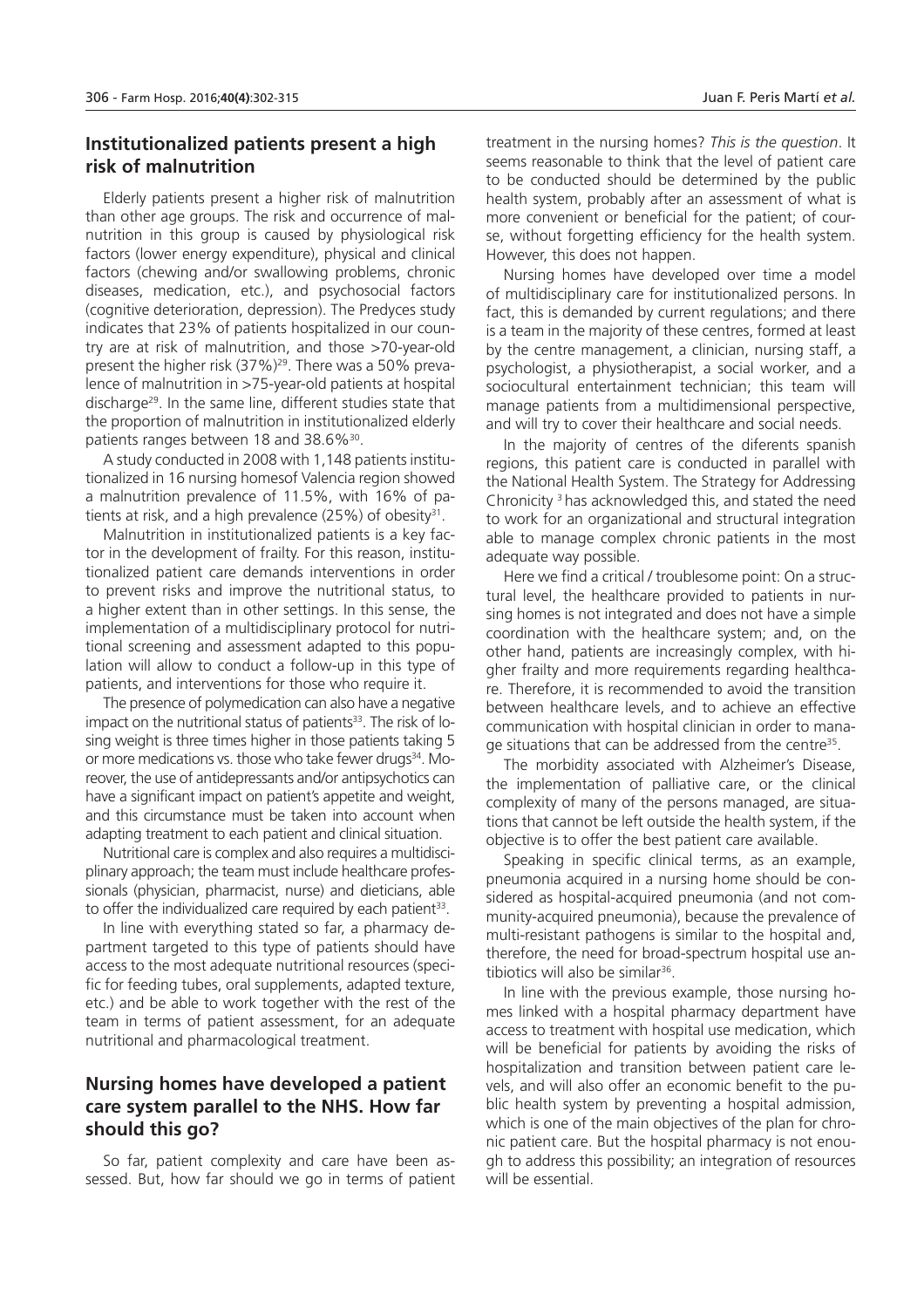## Institutionalized patients present a high risk of malnutrition

Elderly patients present a higher risk of malnutrition than other age groups. The risk and occurrence of malnutrition in this group is caused by physiological risk factors (lower energy expenditure), physical and clinical factors (chewing and/or swallowing problems, chronic diseases, medication, etc.), and psychosocial factors (cognitive deterioration, depression). The Predyces study indicates that 23% of patients hospitalized in our country are at risk of malnutrition, and those >70-year-old present the higher risk (37%)[29]. There was a 50% prevalence of malnutrition in >75-year-old patients at hospital discharge[29]. In the same line, different studies state that the proportion of malnutrition in institutionalized elderly patients ranges between 18 and 38.6%[30].

A study conducted in 2008 with 1,148 patients institutionalized in 16 nursing homesof Valencia region showed a malnutrition prevalence of 11.5%, with 16% of patients at risk, and a high prevalence (25%) of obesity[31].

Malnutrition in institutionalized patients is a key factor in the development of frailty. For this reason, institutionalized patient care demands interventions in order to prevent risks and improve the nutritional status, to a higher extent than in other settings. In this sense, the implementation of a multidisciplinary protocol for nutritional screening and assessment adapted to this population will allow to conduct a follow-up in this type of patients, and interventions for those who require it.

The presence of polymedication can also have a negative impact on the nutritional status of patients[33]. The risk of losing weight is three times higher in those patients taking 5 or more medications vs. those who take fewer drugs[34]. Moreover, the use of antidepressants and/or antipsychotics can have a significant impact on patient's appetite and weight, and this circumstance must be taken into account when adapting treatment to each patient and clinical situation.

Nutritional care is complex and also requires a multidisciplinary approach; the team must include healthcare professionals (physician, pharmacist, nurse) and dieticians, able to offer the individualized care required by each patient[33].

In line with everything stated so far, a pharmacy department targeted to this type of patients should have access to the most adequate nutritional resources (specific for feeding tubes, oral supplements, adapted texture, etc.) and be able to work together with the rest of the team in terms of patient assessment, for an adequate nutritional and pharmacological treatment.

## Nursing homes have developed a patient care system parallel to the NHS. How far should this go?

So far, patient complexity and care have been assessed. But, how far should we go in terms of patient treatment in the nursing homes? *This is the question*. It seems reasonable to think that the level of patient care to be conducted should be determined by the public health system, probably after an assessment of what is more convenient or beneficial for the patient; of course, without forgetting efficiency for the health system. However, this does not happen.

Nursing homes have developed over time a model of multidisciplinary care for institutionalized persons. In fact, this is demanded by current regulations; and there is a team in the majority of these centres, formed at least by the centre management, a clinician, nursing staff, a psychologist, a physiotherapist, a social worker, and a sociocultural entertainment technician; this team will manage patients from a multidimensional perspective, and will try to cover their healthcare and social needs.

In the majority of centres of the diferents spanish regions, this patient care is conducted in parallel with the National Health System. The Strategy for Addressing Chronicity [3] has acknowledged this, and stated the need to work for an organizational and structural integration able to manage complex chronic patients in the most adequate way possible.

Here we find a critical / troublesome point: On a structural level, the healthcare provided to patients in nursing homes is not integrated and does not have a simple coordination with the healthcare system; and, on the other hand, patients are increasingly complex, with higher frailty and more requirements regarding healthcare. Therefore, it is recommended to avoid the transition between healthcare levels, and to achieve an effective communication with hospital clinician in order to manage situations that can be addressed from the centre[35].

The morbidity associated with Alzheimer's Disease, the implementation of palliative care, or the clinical complexity of many of the persons managed, are situations that cannot be left outside the health system, if the objective is to offer the best patient care available.

Speaking in specific clinical terms, as an example, pneumonia acquired in a nursing home should be considered as hospital-acquired pneumonia (and not community-acquired pneumonia), because the prevalence of multi-resistant pathogens is similar to the hospital and, therefore, the need for broad-spectrum hospital use antibiotics will also be similar[36].

In line with the previous example, those nursing homes linked with a hospital pharmacy department have access to treatment with hospital use medication, which will be beneficial for patients by avoiding the risks of hospitalization and transition between patient care levels, and will also offer an economic benefit to the public health system by preventing a hospital admission, which is one of the main objectives of the plan for chronic patient care. But the hospital pharmacy is not enough to address this possibility; an integration of resources will be essential.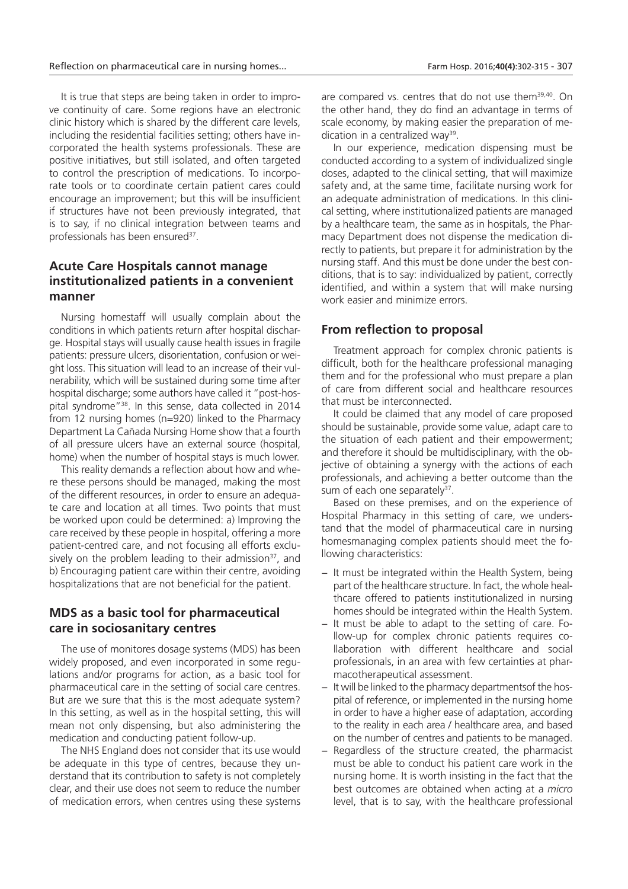It is true that steps are being taken in order to improve continuity of care. Some regions have an electronic clinic history which is shared by the different care levels, including the residential facilities setting; others have incorporated the health systems professionals. These are positive initiatives, but still isolated, and often targeted to control the prescription of medications. To incorporate tools or to coordinate certain patient cares could encourage an improvement; but this will be insufficient if structures have not been previously integrated, that is to say, if no clinical integration between teams and professionals has been ensured[37].

## Acute Care Hospitals cannot manage institutionalized patients in a convenient manner

Nursing homestaff will usually complain about the conditions in which patients return after hospital discharge. Hospital stays will usually cause health issues in fragile patients: pressure ulcers, disorientation, confusion or weight loss. This situation will lead to an increase of their vulnerability, which will be sustained during some time after hospital discharge; some authors have called it "post-hospital syndrome"[38]. In this sense, data collected in 2014 from 12 nursing homes (n=920) linked to the Pharmacy Department La Cañada Nursing Home show that a fourth of all pressure ulcers have an external source (hospital, home) when the number of hospital stays is much lower.

This reality demands a reflection about how and where these persons should be managed, making the most of the different resources, in order to ensure an adequate care and location at all times. Two points that must be worked upon could be determined: a) Improving the care received by these people in hospital, offering a more patient-centred care, and not focusing all efforts exclusively on the problem leading to their admission[37], and b) Encouraging patient care within their centre, avoiding hospitalizations that are not beneficial for the patient.

## MDS as a basic tool for pharmaceutical care in sociosanitary centres

The use of monitores dosage systems (MDS) has been widely proposed, and even incorporated in some regulations and/or programs for action, as a basic tool for pharmaceutical care in the setting of social care centres. But are we sure that this is the most adequate system? In this setting, as well as in the hospital setting, this will mean not only dispensing, but also administering the medication and conducting patient follow-up.

The NHS England does not consider that its use would be adequate in this type of centres, because they understand that its contribution to safety is not completely clear, and their use does not seem to reduce the number of medication errors, when centres using these systems are compared vs. centres that do not use them[39,40]. On the other hand, they do find an advantage in terms of scale economy, by making easier the preparation of medication in a centralized way[39].

In our experience, medication dispensing must be conducted according to a system of individualized single doses, adapted to the clinical setting, that will maximize safety and, at the same time, facilitate nursing work for an adequate administration of medications. In this clinical setting, where institutionalized patients are managed by a healthcare team, the same as in hospitals, the Pharmacy Department does not dispense the medication directly to patients, but prepare it for administration by the nursing staff. And this must be done under the best conditions, that is to say: individualized by patient, correctly identified, and within a system that will make nursing work easier and minimize errors.

## From reflection to proposal

Treatment approach for complex chronic patients is difficult, both for the healthcare professional managing them and for the professional who must prepare a plan of care from different social and healthcare resources that must be interconnected.

It could be claimed that any model of care proposed should be sustainable, provide some value, adapt care to the situation of each patient and their empowerment; and therefore it should be multidisciplinary, with the objective of obtaining a synergy with the actions of each professionals, and achieving a better outcome than the sum of each one separately[37].

Based on these premises, and on the experience of Hospital Pharmacy in this setting of care, we understand that the model of pharmaceutical care in nursing homesmanaging complex patients should meet the following characteristics:

- It must be integrated within the Health System, being part of the healthcare structure. In fact, the whole healthcare offered to patients institutionalized in nursing homes should be integrated within the Health System.
- It must be able to adapt to the setting of care. Follow-up for complex chronic patients requires collaboration with different healthcare and social professionals, in an area with few certainties at pharmacotherapeutical assessment.
- It will be linked to the pharmacy departmentsof the hospital of reference, or implemented in the nursing home in order to have a higher ease of adaptation, according to the reality in each area / healthcare area, and based on the number of centres and patients to be managed.
- Regardless of the structure created, the pharmacist must be able to conduct his patient care work in the nursing home. It is worth insisting in the fact that the best outcomes are obtained when acting at a *micro* level, that is to say, with the healthcare professional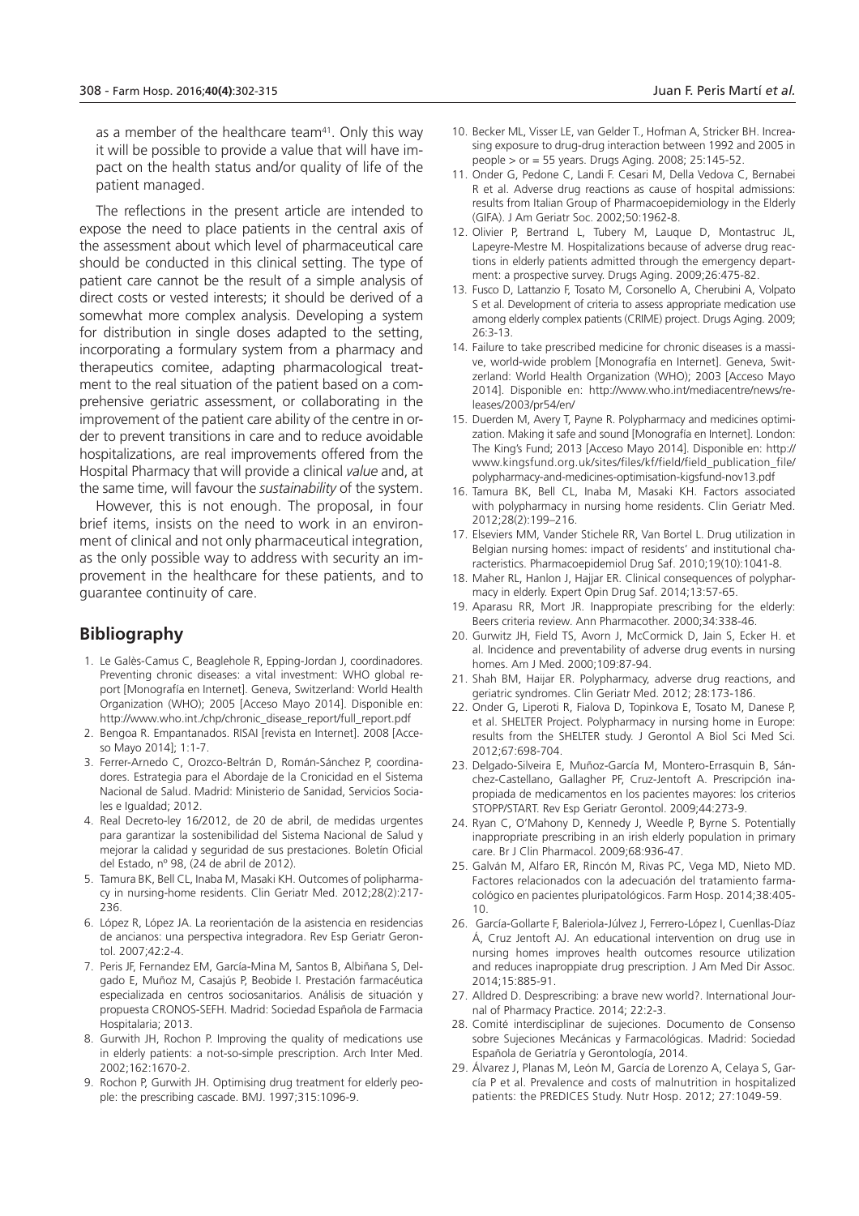as a member of the healthcare team[41]. Only this way it will be possible to provide a value that will have impact on the health status and/or quality of life of the patient managed.

The reflections in the present article are intended to expose the need to place patients in the central axis of the assessment about which level of pharmaceutical care should be conducted in this clinical setting. The type of patient care cannot be the result of a simple analysis of direct costs or vested interests; it should be derived of a somewhat more complex analysis. Developing a system for distribution in single doses adapted to the setting, incorporating a formulary system from a pharmacy and therapeutics comitee, adapting pharmacological treatment to the real situation of the patient based on a comprehensive geriatric assessment, or collaborating in the improvement of the patient care ability of the centre in order to prevent transitions in care and to reduce avoidable hospitalizations, are real improvements offered from the Hospital Pharmacy that will provide a clinical *value* and, at the same time, will favour the *sustainability* of the system.

However, this is not enough. The proposal, in four brief items, insists on the need to work in an environment of clinical and not only pharmaceutical integration, as the only possible way to address with security an improvement in the healthcare for these patients, and to guarantee continuity of care.

## Bibliography

1. Le Galès-Camus C, Beaglehole R, Epping-Jordan J, coordinadores. Preventing chronic diseases: a vital investment: WHO global report [Monografía en Internet]. Geneva, Switzerland: World Health Organization (WHO); 2005 [Acceso Mayo 2014]. Disponible en: http://www.who.int./chp/chronic_disease_report/full_report.pdf
2. Bengoa R. Empantanados. RISAI [revista en Internet]. 2008 [Acceso Mayo 2014]; 1:1-7.
3. Ferrer-Arnedo C, Orozco-Beltrán D, Román-Sánchez P, coordinadores. Estrategia para el Abordaje de la Cronicidad en el Sistema Nacional de Salud. Madrid: Ministerio de Sanidad, Servicios Sociales e Igualdad; 2012.
4. Real Decreto-ley 16/2012, de 20 de abril, de medidas urgentes para garantizar la sostenibilidad del Sistema Nacional de Salud y mejorar la calidad y seguridad de sus prestaciones. Boletín Oficial del Estado, nº 98, (24 de abril de 2012).
5. Tamura BK, Bell CL, Inaba M, Masaki KH. Outcomes of polipharmacy in nursing-home residents. Clin Geriatr Med. 2012;28(2):217-236.
6. López R, López JA. La reorientación de la asistencia en residencias de ancianos: una perspectiva integradora. Rev Esp Geriatr Gerontol. 2007;42:2-4.
7. Peris JF, Fernandez EM, García-Mina M, Santos B, Albiñana S, Delgado E, Muñoz M, Casajús P, Beobide I. Prestación farmacéutica especializada en centros sociosanitarios. Análisis de situación y propuesta CRONOS-SEFH. Madrid: Sociedad Española de Farmacia Hospitalaria; 2013.
8. Gurwith JH, Rochon P. Improving the quality of medications use in elderly patients: a not-so-simple prescription. Arch Inter Med. 2002;162:1670-2.
9. Rochon P, Gurwith JH. Optimising drug treatment for elderly people: the prescribing cascade. BMJ. 1997;315:1096-9.
10. Becker ML, Visser LE, van Gelder T., Hofman A, Stricker BH. Increasing exposure to drug-drug interaction between 1992 and 2005 in people > or = 55 years. Drugs Aging. 2008; 25:145-52.
11. Onder G, Pedone C, Landi F. Cesari M, Della Vedova C, Bernabei R et al. Adverse drug reactions as cause of hospital admissions: results from Italian Group of Pharmacoepidemiology in the Elderly (GIFA). J Am Geriatr Soc. 2002;50:1962-8.
12. Olivier P, Bertrand L, Tubery M, Lauque D, Montastruc JL, Lapeyre-Mestre M. Hospitalizations because of adverse drug reactions in elderly patients admitted through the emergency department: a prospective survey. Drugs Aging. 2009;26:475-82.
13. Fusco D, Lattanzio F, Tosato M, Corsonello A, Cherubini A, Volpato S et al. Development of criteria to assess appropriate medication use among elderly complex patients (CRIME) project. Drugs Aging. 2009; 26:3-13.
14. Failure to take prescribed medicine for chronic diseases is a massive, world-wide problem [Monografía en Internet]. Geneva, Switzerland: World Health Organization (WHO); 2003 [Acceso Mayo 2014]. Disponible en: http://www.who.int/mediacentre/news/releases/2003/pr54/en/
15. Duerden M, Avery T, Payne R. Polypharmacy and medicines optimization. Making it safe and sound [Monografía en Internet]. London: The King's Fund; 2013 [Acceso Mayo 2014]. Disponible en: http://www.kingsfund.org.uk/sites/files/kf/field/field_publication_file/polypharmacy-and-medicines-optimisation-kigsfund-nov13.pdf
16. Tamura BK, Bell CL, Inaba M, Masaki KH. Factors associated with polypharmacy in nursing home residents. Clin Geriatr Med. 2012;28(2):199–216.
17. Elseviers MM, Vander Stichele RR, Van Bortel L. Drug utilization in Belgian nursing homes: impact of residents' and institutional characteristics. Pharmacoepidemiol Drug Saf. 2010;19(10):1041-8.
18. Maher RL, Hanlon J, Hajjar ER. Clinical consequences of polypharmacy in elderly. Expert Opin Drug Saf. 2014;13:57-65.
19. Aparasu RR, Mort JR. Inappropiate prescribing for the elderly: Beers criteria review. Ann Pharmacother. 2000;34:338-46.
20. Gurwitz JH, Field TS, Avorn J, McCormick D, Jain S, Ecker H. et al. Incidence and preventability of adverse drug events in nursing homes. Am J Med. 2000;109:87-94.
21. Shah BM, Hajjar ER. Polypharmacy, adverse drug reactions, and geriatric syndromes. Clin Geriatr Med. 2012; 28:173-186.
22. Onder G, Liperoti R, Fialova D, Topinkova E, Tosato M, Danese P, et al. SHELTER Project. Polypharmacy in nursing home in Europe: results from the SHELTER study. J Gerontol A Biol Sci Med Sci. 2012;67:698-704.
23. Delgado-Silveira E, Muñoz-García M, Montero-Errasquin B, Sánchez-Castellano, Gallagher PF, Cruz-Jentoft A. Prescripción inapropiada de medicamentos en los pacientes mayores: los criterios STOPP/START. Rev Esp Geriatr Gerontol. 2009;44:273-9.
24. Ryan C, O'Mahony D, Kennedy J, Weedle P, Byrne S. Potentially inappropriate prescribing in an irish elderly population in primary care. Br J Clin Pharmacol. 2009;68:936-47.
25. Galván M, Alfaro ER, Rincón M, Rivas PC, Vega MD, Nieto MD. Factores relacionados con la adecuación del tratamiento farmacológico en pacientes pluripatológicos. Farm Hosp. 2014;38:405-10.
26. García-Gollarte F, Baleriola-Júlvez J, Ferrero-López I, Cuenllas-Díaz Á, Cruz Jentoft AJ. An educational intervention on drug use in nursing homes improves health outcomes resource utilization and reduces inappropiate drug prescription. J Am Med Dir Assoc. 2014;15:885-91.
27. Alldred D. Desprescribing: a brave new world?. International Journal of Pharmacy Practice. 2014; 22:2-3.
28. Comité interdisciplinar de sujeciones. Documento de Consenso sobre Sujeciones Mecánicas y Farmacológicas. Madrid: Sociedad Española de Geriatría y Gerontología, 2014.
29. Álvarez J, Planas M, León M, García de Lorenzo A, Celaya S, García P et al. Prevalence and costs of malnutrition in hospitalized patients: the PREDICES Study. Nutr Hosp. 2012; 27:1049-59.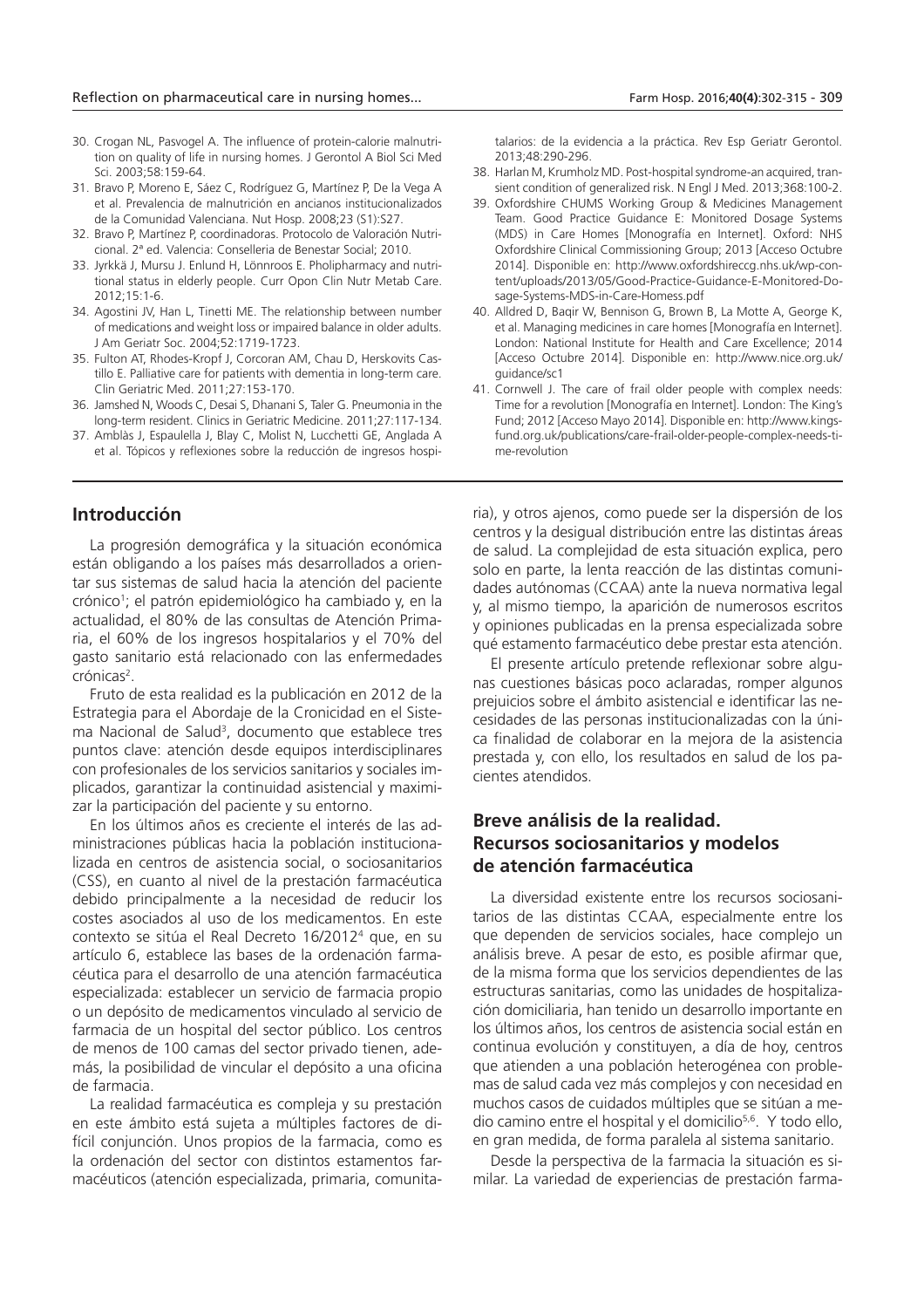30. Crogan NL, Pasvogel A. The influence of protein-calorie malnutrition on quality of life in nursing homes. J Gerontol A Biol Sci Med Sci. 2003;58:159-64.
31. Bravo P, Moreno E, Sáez C, Rodríguez G, Martínez P, De la Vega A et al. Prevalencia de malnutrición en ancianos institucionalizados de la Comunidad Valenciana. Nut Hosp. 2008;23 (S1):S27.
32. Bravo P, Martínez P, coordinadoras. Protocolo de Valoración Nutricional. 2ª ed. Valencia: Conselleria de Benestar Social; 2010.
33. Jyrkkä J, Mursu J. Enlund H, Lönnroos E. Pholipharmacy and nutritional status in elderly people. Curr Opon Clin Nutr Metab Care. 2012;15:1-6.
34. Agostini JV, Han L, Tinetti ME. The relationship between number of medications and weight loss or impaired balance in older adults. J Am Geriatr Soc. 2004;52:1719-1723.
35. Fulton AT, Rhodes-Kropf J, Corcoran AM, Chau D, Herskovits Castillo E. Palliative care for patients with dementia in long-term care. Clin Geriatric Med. 2011;27:153-170.
36. Jamshed N, Woods C, Desai S, Dhanani S, Taler G. Pneumonia in the long-term resident. Clinics in Geriatric Medicine. 2011;27:117-134.
37. Amblàs J, Espaulella J, Blay C, Molist N, Lucchetti GE, Anglada A et al. Tópicos y reflexiones sobre la reducción de ingresos hospitalarios: de la evidencia a la práctica. Rev Esp Geriatr Gerontol. 2013;48:290-296.
38. Harlan M, Krumholz MD. Post-hospital syndrome-an acquired, transient condition of generalized risk. N Engl J Med. 2013;368:100-2.
39. Oxfordshire CHUMS Working Group & Medicines Management Team. Good Practice Guidance E: Monitored Dosage Systems (MDS) in Care Homes [Monografía en Internet]. Oxford: NHS Oxfordshire Clinical Commissioning Group; 2013 [Acceso Octubre 2014]. Disponible en: http://www.oxfordshireccg.nhs.uk/wp-content/uploads/2013/05/Good-Practice-Guidance-E-Monitored-Dosage-Systems-MDS-in-Care-Homess.pdf
40. Alldred D, Baqir W, Bennison G, Brown B, La Motte A, George K, et al. Managing medicines in care homes [Monografía en Internet]. London: National Institute for Health and Care Excellence; 2014 [Acceso Octubre 2014]. Disponible en: http://www.nice.org.uk/guidance/sc1
41. Cornwell J. The care of frail older people with complex needs: Time for a revolution [Monografía en Internet]. London: The King's Fund; 2012 [Acceso Mayo 2014]. Disponible en: http://www.kingsfund.org.uk/publications/care-frail-older-people-complex-needs-time-revolution

## Introducción

La progresión demográfica y la situación económica están obligando a los países más desarrollados a orientar sus sistemas de salud hacia la atención del paciente crónico[1]; el patrón epidemiológico ha cambiado y, en la actualidad, el 80% de las consultas de Atención Primaria, el 60% de los ingresos hospitalarios y el 70% del gasto sanitario está relacionado con las enfermedades crónicas[2].

Fruto de esta realidad es la publicación en 2012 de la Estrategia para el Abordaje de la Cronicidad en el Sistema Nacional de Salud[3], documento que establece tres puntos clave: atención desde equipos interdisciplinares con profesionales de los servicios sanitarios y sociales implicados, garantizar la continuidad asistencial y maximizar la participación del paciente y su entorno.

En los últimos años es creciente el interés de las administraciones públicas hacia la población institucionalizada en centros de asistencia social, o sociosanitarios (CSS), en cuanto al nivel de la prestación farmacéutica debido principalmente a la necesidad de reducir los costes asociados al uso de los medicamentos. En este contexto se sitúa el Real Decreto 16/2012[4] que, en su artículo 6, establece las bases de la ordenación farmacéutica para el desarrollo de una atención farmacéutica especializada: establecer un servicio de farmacia propio o un depósito de medicamentos vinculado al servicio de farmacia de un hospital del sector público. Los centros de menos de 100 camas del sector privado tienen, además, la posibilidad de vincular el depósito a una oficina de farmacia.

La realidad farmacéutica es compleja y su prestación en este ámbito está sujeta a múltiples factores de difícil conjunción. Unos propios de la farmacia, como es la ordenación del sector con distintos estamentos farmacéuticos (atención especializada, primaria, comunitaria), y otros ajenos, como puede ser la dispersión de los centros y la desigual distribución entre las distintas áreas de salud. La complejidad de esta situación explica, pero solo en parte, la lenta reacción de las distintas comunidades autónomas (CCAA) ante la nueva normativa legal y, al mismo tiempo, la aparición de numerosos escritos y opiniones publicadas en la prensa especializada sobre qué estamento farmacéutico debe prestar esta atención.

El presente artículo pretende reflexionar sobre algunas cuestiones básicas poco aclaradas, romper algunos prejuicios sobre el ámbito asistencial e identificar las necesidades de las personas institucionalizadas con la única finalidad de colaborar en la mejora de la asistencia prestada y, con ello, los resultados en salud de los pacientes atendidos.

## Breve análisis de la realidad. Recursos sociosanitarios y modelos de atención farmacéutica

La diversidad existente entre los recursos sociosanitarios de las distintas CCAA, especialmente entre los que dependen de servicios sociales, hace complejo un análisis breve. A pesar de esto, es posible afirmar que, de la misma forma que los servicios dependientes de las estructuras sanitarias, como las unidades de hospitalización domiciliaria, han tenido un desarrollo importante en los últimos años, los centros de asistencia social están en continua evolución y constituyen, a día de hoy, centros que atienden a una población heterogénea con problemas de salud cada vez más complejos y con necesidad en muchos casos de cuidados múltiples que se sitúan a medio camino entre el hospital y el domicilio[5,6]. Y todo ello, en gran medida, de forma paralela al sistema sanitario.

Desde la perspectiva de la farmacia la situación es similar. La variedad de experiencias de prestación farma-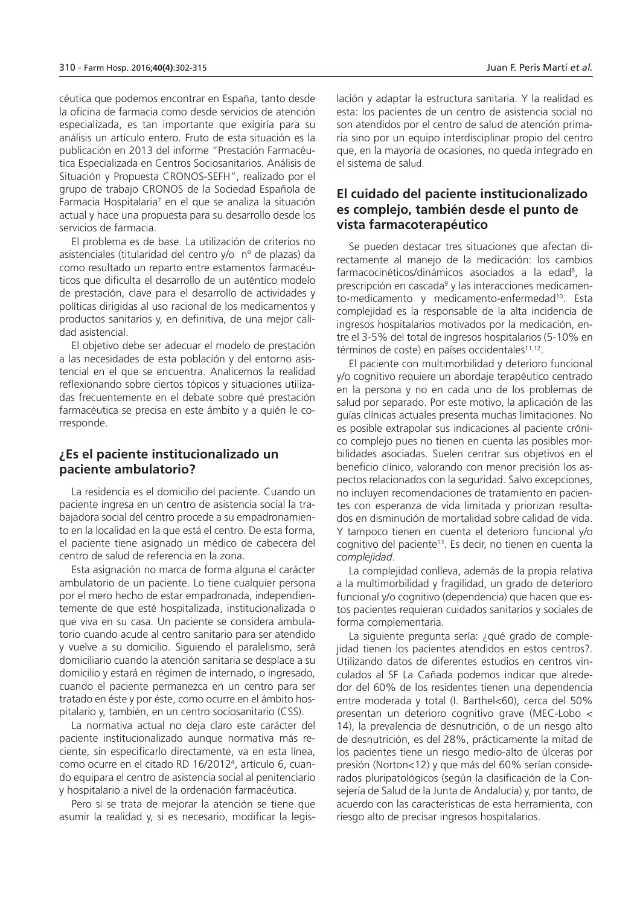céutica que podemos encontrar en España, tanto desde la oficina de farmacia como desde servicios de atención especializada, es tan importante que exigiría para su análisis un artículo entero. Fruto de esta situación es la publicación en 2013 del informe "Prestación Farmacéutica Especializada en Centros Sociosanitarios. Análisis de Situación y Propuesta CRONOS-SEFH", realizado por el grupo de trabajo CRONOS de la Sociedad Española de Farmacia Hospitalaria[7] en el que se analiza la situación actual y hace una propuesta para su desarrollo desde los servicios de farmacia.

El problema es de base. La utilización de criterios no asistenciales (titularidad del centro y/o nº de plazas) da como resultado un reparto entre estamentos farmacéuticos que dificulta el desarrollo de un auténtico modelo de prestación, clave para el desarrollo de actividades y políticas dirigidas al uso racional de los medicamentos y productos sanitarios y, en definitiva, de una mejor calidad asistencial.

El objetivo debe ser adecuar el modelo de prestación a las necesidades de esta población y del entorno asistencial en el que se encuentra. Analicemos la realidad reflexionando sobre ciertos tópicos y situaciones utilizadas frecuentemente en el debate sobre qué prestación farmacéutica se precisa en este ámbito y a quién le corresponde.

## ¿Es el paciente institucionalizado un paciente ambulatorio?

La residencia es el domicilio del paciente. Cuando un paciente ingresa en un centro de asistencia social la trabajadora social del centro procede a su empadronamiento en la localidad en la que está el centro. De esta forma, el paciente tiene asignado un médico de cabecera del centro de salud de referencia en la zona.

Esta asignación no marca de forma alguna el carácter ambulatorio de un paciente. Lo tiene cualquier persona por el mero hecho de estar empadronada, independientemente de que esté hospitalizada, institucionalizada o que viva en su casa. Un paciente se considera ambulatorio cuando acude al centro sanitario para ser atendido y vuelve a su domicilio. Siguiendo el paralelismo, será domiciliario cuando la atención sanitaria se desplace a su domicilio y estará en régimen de internado, o ingresado, cuando el paciente permanezca en un centro para ser tratado en éste y por éste, como ocurre en el ámbito hospitalario y, también, en un centro sociosanitario (CSS).

La normativa actual no deja claro este carácter del paciente institucionalizado aunque normativa más reciente, sin especificarlo directamente, va en esta línea, como ocurre en el citado RD 16/2012[4], artículo 6, cuando equipara el centro de asistencia social al penitenciario y hospitalario a nivel de la ordenación farmacéutica.

Pero si se trata de mejorar la atención se tiene que asumir la realidad y, si es necesario, modificar la legislación y adaptar la estructura sanitaria. Y la realidad es esta: los pacientes de un centro de asistencia social no son atendidos por el centro de salud de atención primaria sino por un equipo interdisciplinar propio del centro que, en la mayoría de ocasiones, no queda integrado en el sistema de salud.

## El cuidado del paciente institucionalizado es complejo, también desde el punto de vista farmacoterapéutico

Se pueden destacar tres situaciones que afectan directamente al manejo de la medicación: los cambios farmacocinéticos/dinámicos asociados a la edad[8], la prescripción en cascada[9] y las interacciones medicamento-medicamento y medicamento-enfermedad[10]. Esta complejidad es la responsable de la alta incidencia de ingresos hospitalarios motivados por la medicación, entre el 3-5% del total de ingresos hospitalarios (5-10% en términos de coste) en países occidentales[11,12].

El paciente con multimorbilidad y deterioro funcional y/o cognitivo requiere un abordaje terapéutico centrado en la persona y no en cada uno de los problemas de salud por separado. Por este motivo, la aplicación de las guías clínicas actuales presenta muchas limitaciones. No es posible extrapolar sus indicaciones al paciente crónico complejo pues no tienen en cuenta las posibles morbilidades asociadas. Suelen centrar sus objetivos en el beneficio clínico, valorando con menor precisión los aspectos relacionados con la seguridad. Salvo excepciones, no incluyen recomendaciones de tratamiento en pacientes con esperanza de vida limitada y priorizan resultados en disminución de mortalidad sobre calidad de vida. Y tampoco tienen en cuenta el deterioro funcional y/o cognitivo del paciente[13]. Es decir, no tienen en cuenta la *complejidad*.

La complejidad conlleva, además de la propia relativa a la multimorbilidad y fragilidad, un grado de deterioro funcional y/o cognitivo (dependencia) que hacen que estos pacientes requieran cuidados sanitarios y sociales de forma complementaria.

La siguiente pregunta sería: ¿qué grado de complejidad tienen los pacientes atendidos en estos centros?. Utilizando datos de diferentes estudios en centros vinculados al SF La Cañada podemos indicar que alrededor del 60% de los residentes tienen una dependencia entre moderada y total (I. Barthel<60), cerca del 50% presentan un deterioro cognitivo grave (MEC-Lobo < 14), la prevalencia de desnutrición, o de un riesgo alto de desnutrición, es del 28%, prácticamente la mitad de los pacientes tiene un riesgo medio-alto de úlceras por presión (Norton<12) y que más del 60% serían considerados pluripatológicos (según la clasificación de la Consejería de Salud de la Junta de Andalucía) y, por tanto, de acuerdo con las características de esta herramienta, con riesgo alto de precisar ingresos hospitalarios.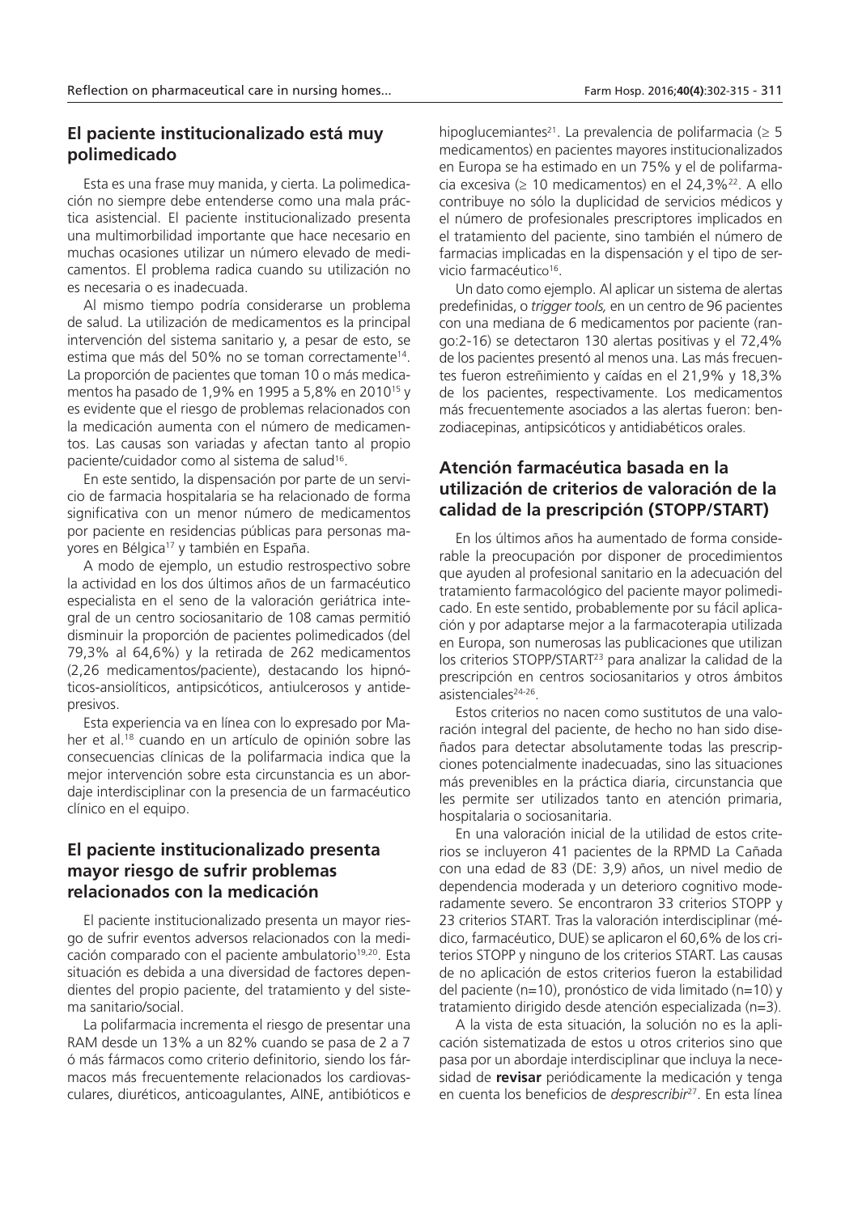## El paciente institucionalizado está muy polimedicado

Esta es una frase muy manida, y cierta. La polimedicación no siempre debe entenderse como una mala práctica asistencial. El paciente institucionalizado presenta una multimorbilidad importante que hace necesario en muchas ocasiones utilizar un número elevado de medicamentos. El problema radica cuando su utilización no es necesaria o es inadecuada.

Al mismo tiempo podría considerarse un problema de salud. La utilización de medicamentos es la principal intervención del sistema sanitario y, a pesar de esto, se estima que más del 50% no se toman correctamente[14]. La proporción de pacientes que toman 10 o más medicamentos ha pasado de 1,9% en 1995 a 5,8% en 2010[15] y es evidente que el riesgo de problemas relacionados con la medicación aumenta con el número de medicamentos. Las causas son variadas y afectan tanto al propio paciente/cuidador como al sistema de salud[16].

En este sentido, la dispensación por parte de un servicio de farmacia hospitalaria se ha relacionado de forma significativa con un menor número de medicamentos por paciente en residencias públicas para personas mayores en Bélgica[17] y también en España.

A modo de ejemplo, un estudio restrospectivo sobre la actividad en los dos últimos años de un farmacéutico especialista en el seno de la valoración geriátrica integral de un centro sociosanitario de 108 camas permitió disminuir la proporción de pacientes polimedicados (del 79,3% al 64,6%) y la retirada de 262 medicamentos (2,26 medicamentos/paciente), destacando los hipnóticos-ansiolíticos, antipsicóticos, antiulcerosos y antidepresivos.

Esta experiencia va en línea con lo expresado por Maher et al.[18] cuando en un artículo de opinión sobre las consecuencias clínicas de la polifarmacia indica que la mejor intervención sobre esta circunstancia es un abordaje interdisciplinar con la presencia de un farmacéutico clínico en el equipo.

## El paciente institucionalizado presenta mayor riesgo de sufrir problemas relacionados con la medicación

El paciente institucionalizado presenta un mayor riesgo de sufrir eventos adversos relacionados con la medicación comparado con el paciente ambulatorio[19,20]. Esta situación es debida a una diversidad de factores dependientes del propio paciente, del tratamiento y del sistema sanitario/social.

La polifarmacia incrementa el riesgo de presentar una RAM desde un 13% a un 82% cuando se pasa de 2 a 7 ó más fármacos como criterio definitorio, siendo los fármacos más frecuentemente relacionados los cardiovasculares, diuréticos, anticoagulantes, AINE, antibióticos e hipoglucemiantes[21]. La prevalencia de polifarmacia (≥ 5 medicamentos) en pacientes mayores institucionalizados en Europa se ha estimado en un 75% y el de polifarmacia excesiva (≥ 10 medicamentos) en el 24,3%[22]. A ello contribuye no sólo la duplicidad de servicios médicos y el número de profesionales prescriptores implicados en el tratamiento del paciente, sino también el número de farmacias implicadas en la dispensación y el tipo de servicio farmacéutico[16].

Un dato como ejemplo. Al aplicar un sistema de alertas predefinidas, o *trigger tools,* en un centro de 96 pacientes con una mediana de 6 medicamentos por paciente (rango:2-16) se detectaron 130 alertas positivas y el 72,4% de los pacientes presentó al menos una. Las más frecuentes fueron estreñimiento y caídas en el 21,9% y 18,3% de los pacientes, respectivamente. Los medicamentos más frecuentemente asociados a las alertas fueron: benzodiacepinas, antipsicóticos y antidiabéticos orales.

## Atención farmacéutica basada en la utilización de criterios de valoración de la calidad de la prescripción (STOPP/START)

En los últimos años ha aumentado de forma considerable la preocupación por disponer de procedimientos que ayuden al profesional sanitario en la adecuación del tratamiento farmacológico del paciente mayor polimedicado. En este sentido, probablemente por su fácil aplicación y por adaptarse mejor a la farmacoterapia utilizada en Europa, son numerosas las publicaciones que utilizan los criterios STOPP/START[23] para analizar la calidad de la prescripción en centros sociosanitarios y otros ámbitos asistenciales[24-26].

Estos criterios no nacen como sustitutos de una valoración integral del paciente, de hecho no han sido diseñados para detectar absolutamente todas las prescripciones potencialmente inadecuadas, sino las situaciones más prevenibles en la práctica diaria, circunstancia que les permite ser utilizados tanto en atención primaria, hospitalaria o sociosanitaria.

En una valoración inicial de la utilidad de estos criterios se incluyeron 41 pacientes de la RPMD La Cañada con una edad de 83 (DE: 3,9) años, un nivel medio de dependencia moderada y un deterioro cognitivo moderadamente severo. Se encontraron 33 criterios STOPP y 23 criterios START. Tras la valoración interdisciplinar (médico, farmacéutico, DUE) se aplicaron el 60,6% de los criterios STOPP y ninguno de los criterios START. Las causas de no aplicación de estos criterios fueron la estabilidad del paciente (n=10), pronóstico de vida limitado (n=10) y tratamiento dirigido desde atención especializada (n=3).

A la vista de esta situación, la solución no es la aplicación sistematizada de estos u otros criterios sino que pasa por un abordaje interdisciplinar que incluya la necesidad de **revisar** periódicamente la medicación y tenga en cuenta los beneficios de *desprescribir*[27]. En esta línea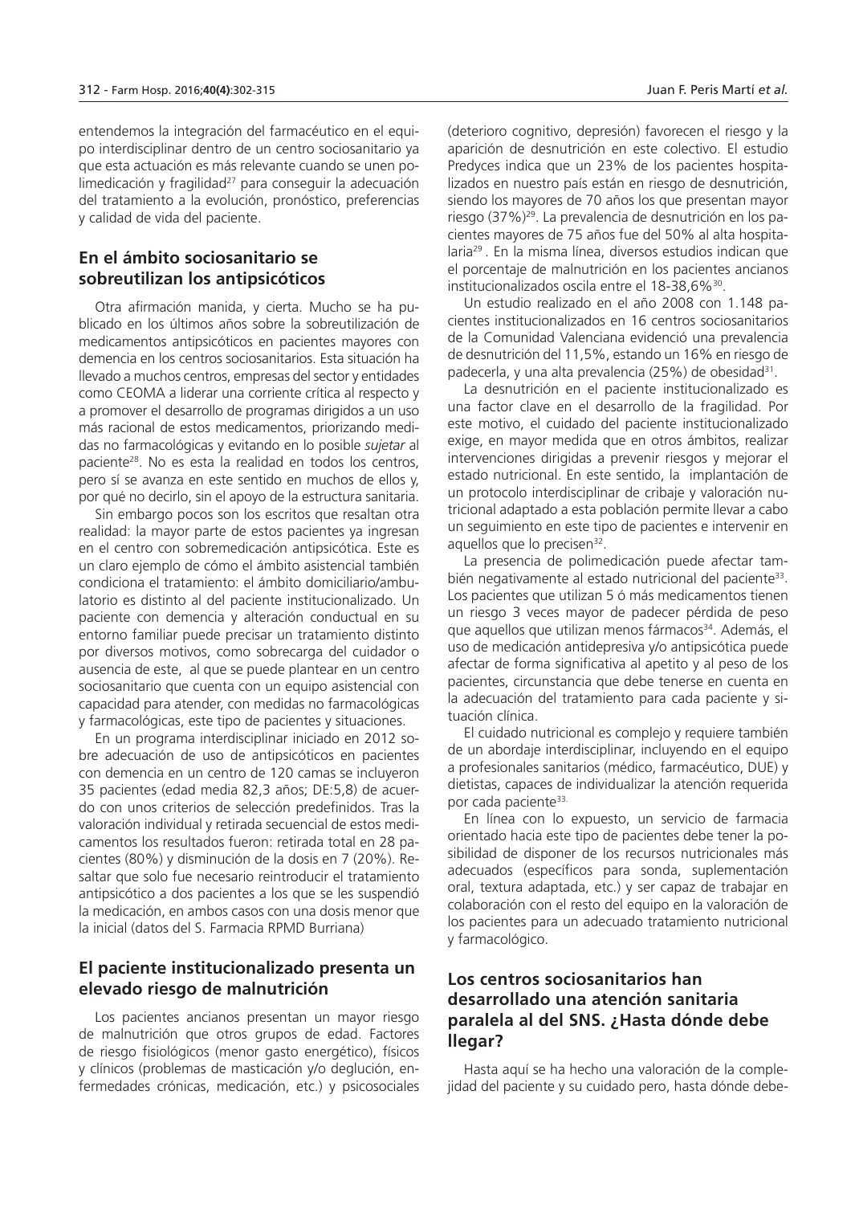entendemos la integración del farmacéutico en el equipo interdisciplinar dentro de un centro sociosanitario ya que esta actuación es más relevante cuando se unen polimedicación y fragilidad[27] para conseguir la adecuación del tratamiento a la evolución, pronóstico, preferencias y calidad de vida del paciente.

## En el ámbito sociosanitario se sobreutilizan los antipsicóticos

Otra afirmación manida, y cierta. Mucho se ha publicado en los últimos años sobre la sobreutilización de medicamentos antipsicóticos en pacientes mayores con demencia en los centros sociosanitarios. Esta situación ha llevado a muchos centros, empresas del sector y entidades como CEOMA a liderar una corriente crítica al respecto y a promover el desarrollo de programas dirigidos a un uso más racional de estos medicamentos, priorizando medidas no farmacológicas y evitando en lo posible *sujetar* al paciente[28]. No es esta la realidad en todos los centros, pero sí se avanza en este sentido en muchos de ellos y, por qué no decirlo, sin el apoyo de la estructura sanitaria.

Sin embargo pocos son los escritos que resaltan otra realidad: la mayor parte de estos pacientes ya ingresan en el centro con sobremedicación antipsicótica. Este es un claro ejemplo de cómo el ámbito asistencial también condiciona el tratamiento: el ámbito domiciliario/ambulatorio es distinto al del paciente institucionalizado. Un paciente con demencia y alteración conductual en su entorno familiar puede precisar un tratamiento distinto por diversos motivos, como sobrecarga del cuidador o ausencia de este, al que se puede plantear en un centro sociosanitario que cuenta con un equipo asistencial con capacidad para atender, con medidas no farmacológicas y farmacológicas, este tipo de pacientes y situaciones.

En un programa interdisciplinar iniciado en 2012 sobre adecuación de uso de antipsicóticos en pacientes con demencia en un centro de 120 camas se incluyeron 35 pacientes (edad media 82,3 años; DE:5,8) de acuerdo con unos criterios de selección predefinidos. Tras la valoración individual y retirada secuencial de estos medicamentos los resultados fueron: retirada total en 28 pacientes (80%) y disminución de la dosis en 7 (20%). Resaltar que solo fue necesario reintroducir el tratamiento antipsicótico a dos pacientes a los que se les suspendió la medicación, en ambos casos con una dosis menor que la inicial (datos del S. Farmacia RPMD Burriana)

## El paciente institucionalizado presenta un elevado riesgo de malnutrición

Los pacientes ancianos presentan un mayor riesgo de malnutrición que otros grupos de edad. Factores de riesgo fisiológicos (menor gasto energético), físicos y clínicos (problemas de masticación y/o deglución, enfermedades crónicas, medicación, etc.) y psicosociales (deterioro cognitivo, depresión) favorecen el riesgo y la aparición de desnutrición en este colectivo. El estudio Predyces indica que un 23% de los pacientes hospitalizados en nuestro país están en riesgo de desnutrición, siendo los mayores de 70 años los que presentan mayor riesgo (37%)[29]. La prevalencia de desnutrición en los pacientes mayores de 75 años fue del 50% al alta hospitalaria[29]. En la misma línea, diversos estudios indican que el porcentaje de malnutrición en los pacientes ancianos institucionalizados oscila entre el 18-38,6%[30].

Un estudio realizado en el año 2008 con 1.148 pacientes institucionalizados en 16 centros sociosanitarios de la Comunidad Valenciana evidenció una prevalencia de desnutrición del 11,5%, estando un 16% en riesgo de padecerla, y una alta prevalencia (25%) de obesidad[31].

La desnutrición en el paciente institucionalizado es una factor clave en el desarrollo de la fragilidad. Por este motivo, el cuidado del paciente institucionalizado exige, en mayor medida que en otros ámbitos, realizar intervenciones dirigidas a prevenir riesgos y mejorar el estado nutricional. En este sentido, la implantación de un protocolo interdisciplinar de cribaje y valoración nutricional adaptado a esta población permite llevar a cabo un seguimiento en este tipo de pacientes e intervenir en aquellos que lo precisen[32].

La presencia de polimedicación puede afectar también negativamente al estado nutricional del paciente[33]. Los pacientes que utilizan 5 ó más medicamentos tienen un riesgo 3 veces mayor de padecer pérdida de peso que aquellos que utilizan menos fármacos[34]. Además, el uso de medicación antidepresiva y/o antipsicótica puede afectar de forma significativa al apetito y al peso de los pacientes, circunstancia que debe tenerse en cuenta en la adecuación del tratamiento para cada paciente y situación clínica.

El cuidado nutricional es complejo y requiere también de un abordaje interdisciplinar, incluyendo en el equipo a profesionales sanitarios (médico, farmacéutico, DUE) y dietistas, capaces de individualizar la atención requerida por cada paciente[33].

En línea con lo expuesto, un servicio de farmacia orientado hacia este tipo de pacientes debe tener la posibilidad de disponer de los recursos nutricionales más adecuados (específicos para sonda, suplementación oral, textura adaptada, etc.) y ser capaz de trabajar en colaboración con el resto del equipo en la valoración de los pacientes para un adecuado tratamiento nutricional y farmacológico.

## Los centros sociosanitarios han desarrollado una atención sanitaria paralela al del SNS. ¿Hasta dónde debe llegar?

Hasta aquí se ha hecho una valoración de la complejidad del paciente y su cuidado pero, hasta dónde debe-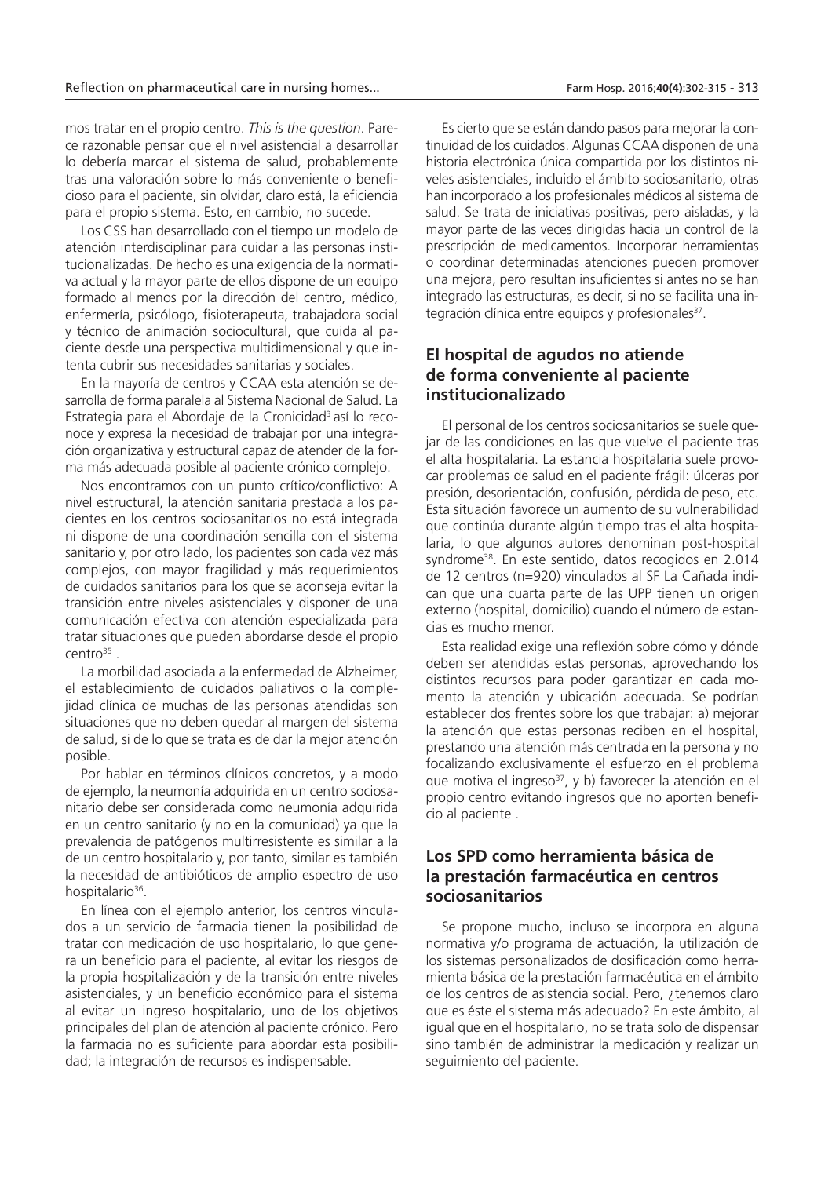mos tratar en el propio centro. *This is the question*. Parece razonable pensar que el nivel asistencial a desarrollar lo debería marcar el sistema de salud, probablemente tras una valoración sobre lo más conveniente o beneficioso para el paciente, sin olvidar, claro está, la eficiencia para el propio sistema. Esto, en cambio, no sucede.

Los CSS han desarrollado con el tiempo un modelo de atención interdisciplinar para cuidar a las personas institucionalizadas. De hecho es una exigencia de la normativa actual y la mayor parte de ellos dispone de un equipo formado al menos por la dirección del centro, médico, enfermería, psicólogo, fisioterapeuta, trabajadora social y técnico de animación sociocultural, que cuida al paciente desde una perspectiva multidimensional y que intenta cubrir sus necesidades sanitarias y sociales.

En la mayoría de centros y CCAA esta atención se desarrolla de forma paralela al Sistema Nacional de Salud. La Estrategia para el Abordaje de la Cronicidad[3] así lo reconoce y expresa la necesidad de trabajar por una integración organizativa y estructural capaz de atender de la forma más adecuada posible al paciente crónico complejo.

Nos encontramos con un punto crítico/conflictivo: A nivel estructural, la atención sanitaria prestada a los pacientes en los centros sociosanitarios no está integrada ni dispone de una coordinación sencilla con el sistema sanitario y, por otro lado, los pacientes son cada vez más complejos, con mayor fragilidad y más requerimientos de cuidados sanitarios para los que se aconseja evitar la transición entre niveles asistenciales y disponer de una comunicación efectiva con atención especializada para tratar situaciones que pueden abordarse desde el propio centro[35] .

La morbilidad asociada a la enfermedad de Alzheimer, el establecimiento de cuidados paliativos o la complejidad clínica de muchas de las personas atendidas son situaciones que no deben quedar al margen del sistema de salud, si de lo que se trata es de dar la mejor atención posible.

Por hablar en términos clínicos concretos, y a modo de ejemplo, la neumonía adquirida en un centro sociosanitario debe ser considerada como neumonía adquirida en un centro sanitario (y no en la comunidad) ya que la prevalencia de patógenos multirresistente es similar a la de un centro hospitalario y, por tanto, similar es también la necesidad de antibióticos de amplio espectro de uso hospitalario[36].

En línea con el ejemplo anterior, los centros vinculados a un servicio de farmacia tienen la posibilidad de tratar con medicación de uso hospitalario, lo que genera un beneficio para el paciente, al evitar los riesgos de la propia hospitalización y de la transición entre niveles asistenciales, y un beneficio económico para el sistema al evitar un ingreso hospitalario, uno de los objetivos principales del plan de atención al paciente crónico. Pero la farmacia no es suficiente para abordar esta posibilidad; la integración de recursos es indispensable.

Es cierto que se están dando pasos para mejorar la continuidad de los cuidados. Algunas CCAA disponen de una historia electrónica única compartida por los distintos niveles asistenciales, incluido el ámbito sociosanitario, otras han incorporado a los profesionales médicos al sistema de salud. Se trata de iniciativas positivas, pero aisladas, y la mayor parte de las veces dirigidas hacia un control de la prescripción de medicamentos. Incorporar herramientas o coordinar determinadas atenciones pueden promover una mejora, pero resultan insuficientes si antes no se han integrado las estructuras, es decir, si no se facilita una integración clínica entre equipos y profesionales[37].

## El hospital de agudos no atiende de forma conveniente al paciente institucionalizado

El personal de los centros sociosanitarios se suele quejar de las condiciones en las que vuelve el paciente tras el alta hospitalaria. La estancia hospitalaria suele provocar problemas de salud en el paciente frágil: úlceras por presión, desorientación, confusión, pérdida de peso, etc. Esta situación favorece un aumento de su vulnerabilidad que continúa durante algún tiempo tras el alta hospitalaria, lo que algunos autores denominan post-hospital syndrome[38]. En este sentido, datos recogidos en 2.014 de 12 centros (n=920) vinculados al SF La Cañada indican que una cuarta parte de las UPP tienen un origen externo (hospital, domicilio) cuando el número de estancias es mucho menor.

Esta realidad exige una reflexión sobre cómo y dónde deben ser atendidas estas personas, aprovechando los distintos recursos para poder garantizar en cada momento la atención y ubicación adecuada. Se podrían establecer dos frentes sobre los que trabajar: a) mejorar la atención que estas personas reciben en el hospital, prestando una atención más centrada en la persona y no focalizando exclusivamente el esfuerzo en el problema que motiva el ingreso[37], y b) favorecer la atención en el propio centro evitando ingresos que no aporten beneficio al paciente .

## Los SPD como herramienta básica de la prestación farmacéutica en centros sociosanitarios

Se propone mucho, incluso se incorpora en alguna normativa y/o programa de actuación, la utilización de los sistemas personalizados de dosificación como herramienta básica de la prestación farmacéutica en el ámbito de los centros de asistencia social. Pero, ¿tenemos claro que es éste el sistema más adecuado? En este ámbito, al igual que en el hospitalario, no se trata solo de dispensar sino también de administrar la medicación y realizar un seguimiento del paciente.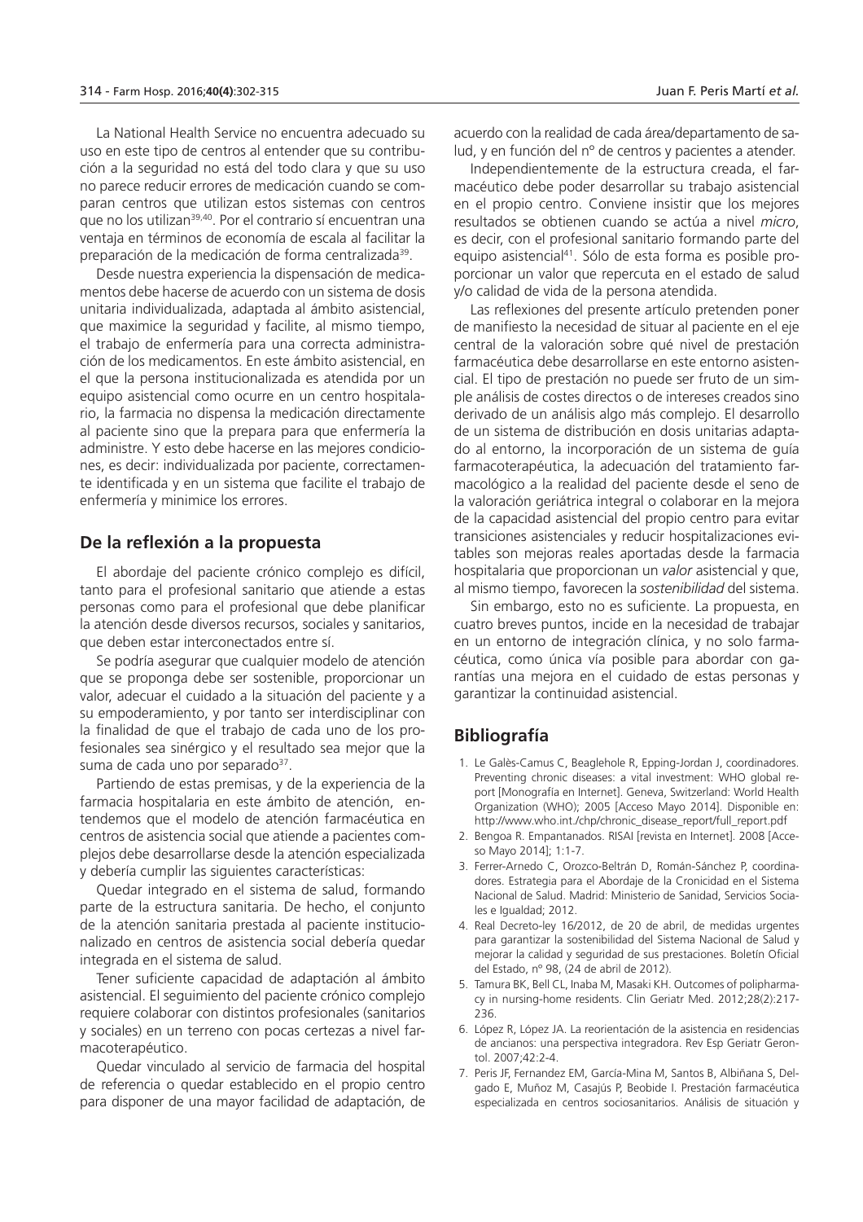La National Health Service no encuentra adecuado su uso en este tipo de centros al entender que su contribución a la seguridad no está del todo clara y que su uso no parece reducir errores de medicación cuando se comparan centros que utilizan estos sistemas con centros que no los utilizan[39,40]. Por el contrario sí encuentran una ventaja en términos de economía de escala al facilitar la preparación de la medicación de forma centralizada[39].

Desde nuestra experiencia la dispensación de medicamentos debe hacerse de acuerdo con un sistema de dosis unitaria individualizada, adaptada al ámbito asistencial, que maximice la seguridad y facilite, al mismo tiempo, el trabajo de enfermería para una correcta administración de los medicamentos. En este ámbito asistencial, en el que la persona institucionalizada es atendida por un equipo asistencial como ocurre en un centro hospitalario, la farmacia no dispensa la medicación directamente al paciente sino que la prepara para que enfermería la administre. Y esto debe hacerse en las mejores condiciones, es decir: individualizada por paciente, correctamente identificada y en un sistema que facilite el trabajo de enfermería y minimice los errores.

## De la reflexión a la propuesta

El abordaje del paciente crónico complejo es difícil, tanto para el profesional sanitario que atiende a estas personas como para el profesional que debe planificar la atención desde diversos recursos, sociales y sanitarios, que deben estar interconectados entre sí.

Se podría asegurar que cualquier modelo de atención que se proponga debe ser sostenible, proporcionar un valor, adecuar el cuidado a la situación del paciente y a su empoderamiento, y por tanto ser interdisciplinar con la finalidad de que el trabajo de cada uno de los profesionales sea sinérgico y el resultado sea mejor que la suma de cada uno por separado[37].

Partiendo de estas premisas, y de la experiencia de la farmacia hospitalaria en este ámbito de atención, entendemos que el modelo de atención farmacéutica en centros de asistencia social que atiende a pacientes complejos debe desarrollarse desde la atención especializada y debería cumplir las siguientes características:

Quedar integrado en el sistema de salud, formando parte de la estructura sanitaria. De hecho, el conjunto de la atención sanitaria prestada al paciente institucionalizado en centros de asistencia social debería quedar integrada en el sistema de salud.

Tener suficiente capacidad de adaptación al ámbito asistencial. El seguimiento del paciente crónico complejo requiere colaborar con distintos profesionales (sanitarios y sociales) en un terreno con pocas certezas a nivel farmacoterapéutico.

Quedar vinculado al servicio de farmacia del hospital de referencia o quedar establecido en el propio centro para disponer de una mayor facilidad de adaptación, de acuerdo con la realidad de cada área/departamento de salud, y en función del nº de centros y pacientes a atender.

Independientemente de la estructura creada, el farmacéutico debe poder desarrollar su trabajo asistencial en el propio centro. Conviene insistir que los mejores resultados se obtienen cuando se actúa a nivel *micro*, es decir, con el profesional sanitario formando parte del equipo asistencial[41]. Sólo de esta forma es posible proporcionar un valor que repercuta en el estado de salud y/o calidad de vida de la persona atendida.

Las reflexiones del presente artículo pretenden poner de manifiesto la necesidad de situar al paciente en el eje central de la valoración sobre qué nivel de prestación farmacéutica debe desarrollarse en este entorno asistencial. El tipo de prestación no puede ser fruto de un simple análisis de costes directos o de intereses creados sino derivado de un análisis algo más complejo. El desarrollo de un sistema de distribución en dosis unitarias adaptado al entorno, la incorporación de un sistema de guía farmacoterapéutica, la adecuación del tratamiento farmacológico a la realidad del paciente desde el seno de la valoración geriátrica integral o colaborar en la mejora de la capacidad asistencial del propio centro para evitar transiciones asistenciales y reducir hospitalizaciones evitables son mejoras reales aportadas desde la farmacia hospitalaria que proporcionan un *valor* asistencial y que, al mismo tiempo, favorecen la *sostenibilidad* del sistema.

Sin embargo, esto no es suficiente. La propuesta, en cuatro breves puntos, incide en la necesidad de trabajar en un entorno de integración clínica, y no solo farmacéutica, como única vía posible para abordar con garantías una mejora en el cuidado de estas personas y garantizar la continuidad asistencial.

## Bibliografía

1. Le Galès-Camus C, Beaglehole R, Epping-Jordan J, coordinadores. Preventing chronic diseases: a vital investment: WHO global report [Monografía en Internet]. Geneva, Switzerland: World Health Organization (WHO); 2005 [Acceso Mayo 2014]. Disponible en: http://www.who.int./chp/chronic_disease_report/full_report.pdf
2. Bengoa R. Empantanados. RISAI [revista en Internet]. 2008 [Acceso Mayo 2014]; 1:1-7.
3. Ferrer-Arnedo C, Orozco-Beltrán D, Román-Sánchez P, coordinadores. Estrategia para el Abordaje de la Cronicidad en el Sistema Nacional de Salud. Madrid: Ministerio de Sanidad, Servicios Sociales e Igualdad; 2012.
4. Real Decreto-ley 16/2012, de 20 de abril, de medidas urgentes para garantizar la sostenibilidad del Sistema Nacional de Salud y mejorar la calidad y seguridad de sus prestaciones. Boletín Oficial del Estado, nº 98, (24 de abril de 2012).
5. Tamura BK, Bell CL, Inaba M, Masaki KH. Outcomes of polipharmacy in nursing-home residents. Clin Geriatr Med. 2012;28(2):217-236.
6. López R, López JA. La reorientación de la asistencia en residencias de ancianos: una perspectiva integradora. Rev Esp Geriatr Gerontol. 2007;42:2-4.
7. Peris JF, Fernandez EM, García-Mina M, Santos B, Albiñana S, Delgado E, Muñoz M, Casajús P, Beobide I. Prestación farmacéutica especializada en centros sociosanitarios. Análisis de situación y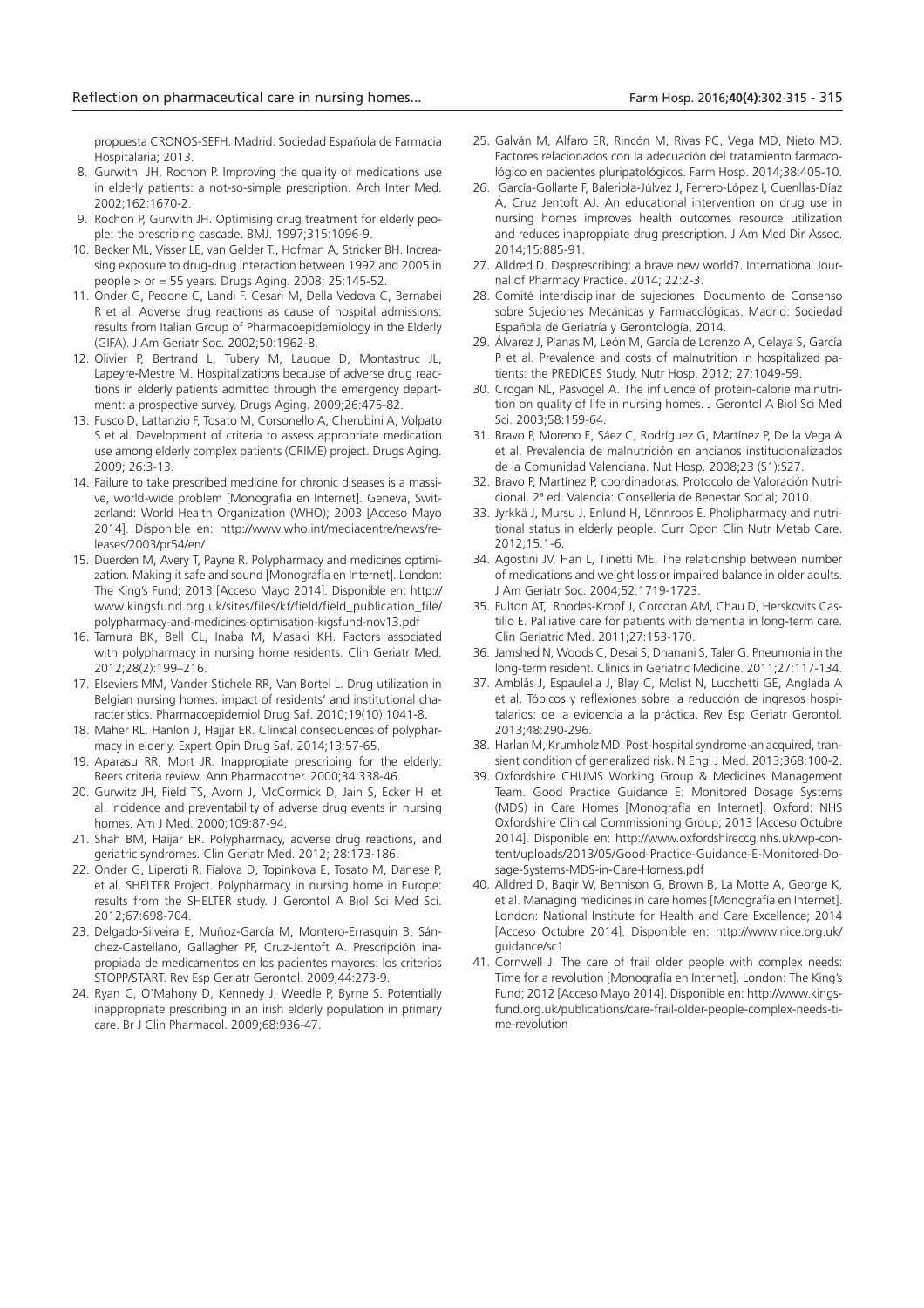propuesta CRONOS-SEFH. Madrid: Sociedad Española de Farmacia Hospitalaria; 2013.

8. Gurwith JH, Rochon P. Improving the quality of medications use in elderly patients: a not-so-simple prescription. Arch Inter Med. 2002;162:1670-2.
9. Rochon P, Gurwith JH. Optimising drug treatment for elderly people: the prescribing cascade. BMJ. 1997;315:1096-9.
10. Becker ML, Visser LE, van Gelder T., Hofman A, Stricker BH. Increasing exposure to drug-drug interaction between 1992 and 2005 in people > or = 55 years. Drugs Aging. 2008; 25:145-52.
11. Onder G, Pedone C, Landi F. Cesari M, Della Vedova C, Bernabei R et al. Adverse drug reactions as cause of hospital admissions: results from Italian Group of Pharmacoepidemiology in the Elderly (GIFA). J Am Geriatr Soc. 2002;50:1962-8.
12. Olivier P, Bertrand L, Tubery M, Lauque D, Montastruc JL, Lapeyre-Mestre M. Hospitalizations because of adverse drug reactions in elderly patients admitted through the emergency department: a prospective survey. Drugs Aging. 2009;26:475-82.
13. Fusco D, Lattanzio F, Tosato M, Corsonello A, Cherubini A, Volpato S et al. Development of criteria to assess appropriate medication use among elderly complex patients (CRIME) project. Drugs Aging. 2009; 26:3-13.
14. Failure to take prescribed medicine for chronic diseases is a massive, world-wide problem [Monografía en Internet]. Geneva, Switzerland: World Health Organization (WHO); 2003 [Acceso Mayo 2014]. Disponible en: http://www.who.int/mediacentre/news/releases/2003/pr54/en/
15. Duerden M, Avery T, Payne R. Polypharmacy and medicines optimization. Making it safe and sound [Monografía en Internet]. London: The King's Fund; 2013 [Acceso Mayo 2014]. Disponible en: http://www.kingsfund.org.uk/sites/files/kf/field/field_publication_file/polypharmacy-and-medicines-optimisation-kigsfund-nov13.pdf
16. Tamura BK, Bell CL, Inaba M, Masaki KH. Factors associated with polypharmacy in nursing home residents. Clin Geriatr Med. 2012;28(2):199–216.
17. Elseviers MM, Vander Stichele RR, Van Bortel L. Drug utilization in Belgian nursing homes: impact of residents' and institutional characteristics. Pharmacoepidemiol Drug Saf. 2010;19(10):1041-8.
18. Maher RL, Hanlon J, Hajjar ER. Clinical consequences of polypharmacy in elderly. Expert Opin Drug Saf. 2014;13:57-65.
19. Aparasu RR, Mort JR. Inappropiate prescribing for the elderly: Beers criteria review. Ann Pharmacother. 2000;34:338-46.
20. Gurwitz JH, Field TS, Avorn J, McCormick D, Jain S, Ecker H. et al. Incidence and preventability of adverse drug events in nursing homes. Am J Med. 2000;109:87-94.
21. Shah BM, Haijar ER. Polypharmacy, adverse drug reactions, and geriatric syndromes. Clin Geriatr Med. 2012; 28:173-186.
22. Onder G, Liperoti R, Fialova D, Topinkova E, Tosato M, Danese P, et al. SHELTER Project. Polypharmacy in nursing home in Europe: results from the SHELTER study. J Gerontol A Biol Sci Med Sci. 2012;67:698-704.
23. Delgado-Silveira E, Muñoz-García M, Montero-Errasquin B, Sánchez-Castellano, Gallagher PF, Cruz-Jentoft A. Prescripción inapropiada de medicamentos en los pacientes mayores: los criterios STOPP/START. Rev Esp Geriatr Gerontol. 2009;44:273-9.
24. Ryan C, O'Mahony D, Kennedy J, Weedle P, Byrne S. Potentially inappropriate prescribing in an irish elderly population in primary care. Br J Clin Pharmacol. 2009;68:936-47.
25. Galván M, Alfaro ER, Rincón M, Rivas PC, Vega MD, Nieto MD. Factores relacionados con la adecuación del tratamiento farmacológico en pacientes pluripatológicos. Farm Hosp. 2014;38:405-10.
26. García-Gollarte F, Baleriola-Júlvez J, Ferrero-López I, Cuenllas-Díaz Á, Cruz Jentoft AJ. An educational intervention on drug use in nursing homes improves health outcomes resource utilization and reduces inapproppiate drug prescription. J Am Med Dir Assoc. 2014;15:885-91.
27. Alldred D. Desprescribing: a brave new world?. International Journal of Pharmacy Practice. 2014; 22:2-3.
28. Comité interdisciplinar de sujeciones. Documento de Consenso sobre Sujeciones Mecánicas y Farmacológicas. Madrid: Sociedad Española de Geriatría y Gerontología, 2014.
29. Álvarez J, Planas M, León M, García de Lorenzo A, Celaya S, García P et al. Prevalence and costs of malnutrition in hospitalized patients: the PREDICES Study. Nutr Hosp. 2012; 27:1049-59.
30. Crogan NL, Pasvogel A. The influence of protein-calorie malnutrition on quality of life in nursing homes. J Gerontol A Biol Sci Med Sci. 2003;58:159-64.
31. Bravo P, Moreno E, Sáez C, Rodríguez G, Martínez P, De la Vega A et al. Prevalencia de malnutrición en ancianos institucionalizados de la Comunidad Valenciana. Nut Hosp. 2008;23 (S1):S27.
32. Bravo P, Martínez P, coordinadoras. Protocolo de Valoración Nutricional. 2ª ed. Valencia: Conselleria de Benestar Social; 2010.
33. Jyrkkä J, Mursu J. Enlund H, Lönnroos E. Pholipharmacy and nutritional status in elderly people. Curr Opon Clin Nutr Metab Care. 2012;15:1-6.
34. Agostini JV, Han L, Tinetti ME. The relationship between number of medications and weight loss or impaired balance in older adults. J Am Geriatr Soc. 2004;52:1719-1723.
35. Fulton AT, Rhodes-Kropf J, Corcoran AM, Chau D, Herskovits Castillo E. Palliative care for patients with dementia in long-term care. Clin Geriatric Med. 2011;27:153-170.
36. Jamshed N, Woods C, Desai S, Dhanani S, Taler G. Pneumonia in the long-term resident. Clinics in Geriatric Medicine. 2011;27:117-134.
37. Amblàs J, Espaulella J, Blay C, Molist N, Lucchetti GE, Anglada A et al. Tópicos y reflexiones sobre la reducción de ingresos hospitalarios: de la evidencia a la práctica. Rev Esp Geriatr Gerontol. 2013;48:290-296.
38. Harlan M, Krumholz MD. Post-hospital syndrome-an acquired, transient condition of generalized risk. N Engl J Med. 2013;368:100-2.
39. Oxfordshire CHUMS Working Group & Medicines Management Team. Good Practice Guidance E: Monitored Dosage Systems (MDS) in Care Homes [Monografía en Internet]. Oxford: NHS Oxfordshire Clinical Commissioning Group; 2013 [Acceso Octubre 2014]. Disponible en: http://www.oxfordshireccg.nhs.uk/wp-content/uploads/2013/05/Good-Practice-Guidance-E-Monitored-Dosage-Systems-MDS-in-Care-Homess.pdf
40. Alldred D, Baqir W, Bennison G, Brown B, La Motte A, George K, et al. Managing medicines in care homes [Monografía en Internet]. London: National Institute for Health and Care Excellence; 2014 [Acceso Octubre 2014]. Disponible en: http://www.nice.org.uk/guidance/sc1
41. Cornwell J. The care of frail older people with complex needs: Time for a revolution [Monografía en Internet]. London: The King's Fund; 2012 [Acceso Mayo 2014]. Disponible en: http://www.kingsfund.org.uk/publications/care-frail-older-people-complex-needs-time-revolution